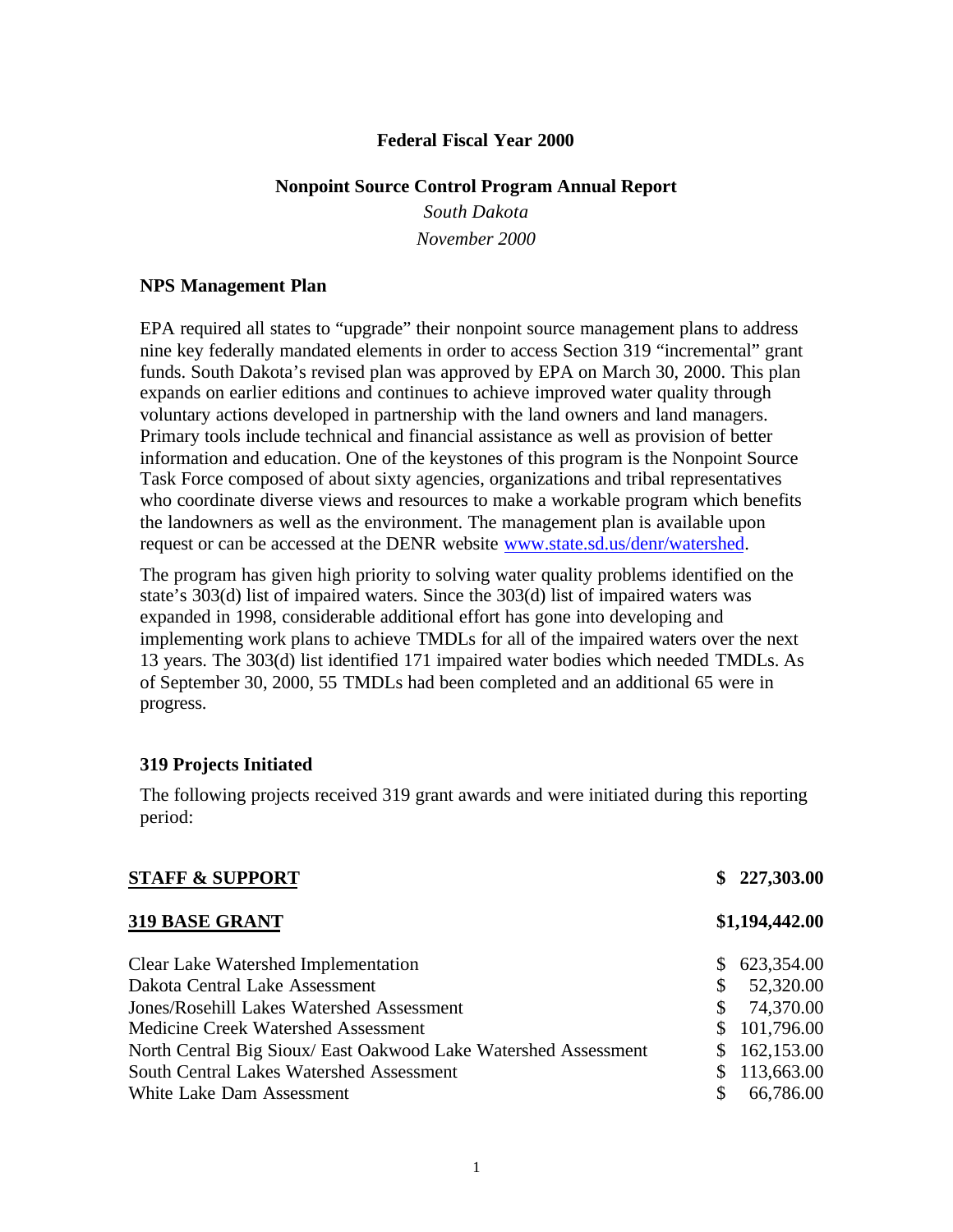**Federal Fiscal Year 2000**

**Nonpoint Source Control Program Annual Report**

*South Dakota*

*November 2000*

## NPS Management Plan

EPA required all states to "upgrade" their nonpoint source management plans to address nine key federally mandated elements in order to access Section 319 "incremental" grant funds. South Dakota's revised plan was approved by EPA on March 30, 2000. This plan expands on earlier editions and continues to achieve improved water quality through voluntary actions developed in partnership with the land owners and land managers. Primary tools include technical and financial assistance as well as provision of better information and education. One of the keystones of this program is the Nonpoint Source Task Force composed of about sixty agencies, organizations and tribal representatives who coordinate diverse views and resources to make a workable program which benefits the landowners as well as the environment. The management plan is available upon request or can be accessed at the DENR website www.state.sd.us/denr/watershed.

The program has given high priority to solving water quality problems identified on the state's 303(d) list of impaired waters. Since the 303(d) list of impaired waters was expanded in 1998, considerable additional effort has gone into developing and implementing work plans to achieve TMDLs for all of the impaired waters over the next 13 years. The 303(d) list identified 171 impaired water bodies which needed TMDLs. As of September 30, 2000, 55 TMDLs had been completed and an additional 65 were in progress.

## 319 Projects Initiated

The following projects received 319 grant awards and were initiated during this reporting period:

| | |
|---|---|
| **STAFF & SUPPORT** | **$ 227,303.00** |
| **319 BASE GRANT** | **$1,194,442.00** |
| Clear Lake Watershed Implementation | $ 623,354.00 |
| Dakota Central Lake Assessment | $ 52,320.00 |
| Jones/Rosehill Lakes Watershed Assessment | $ 74,370.00 |
| Medicine Creek Watershed Assessment | $ 101,796.00 |
| North Central Big Sioux/ East Oakwood Lake Watershed Assessment | $ 162,153.00 |
| South Central Lakes Watershed Assessment | $ 113,663.00 |
| White Lake Dam Assessment | $ 66,786.00 |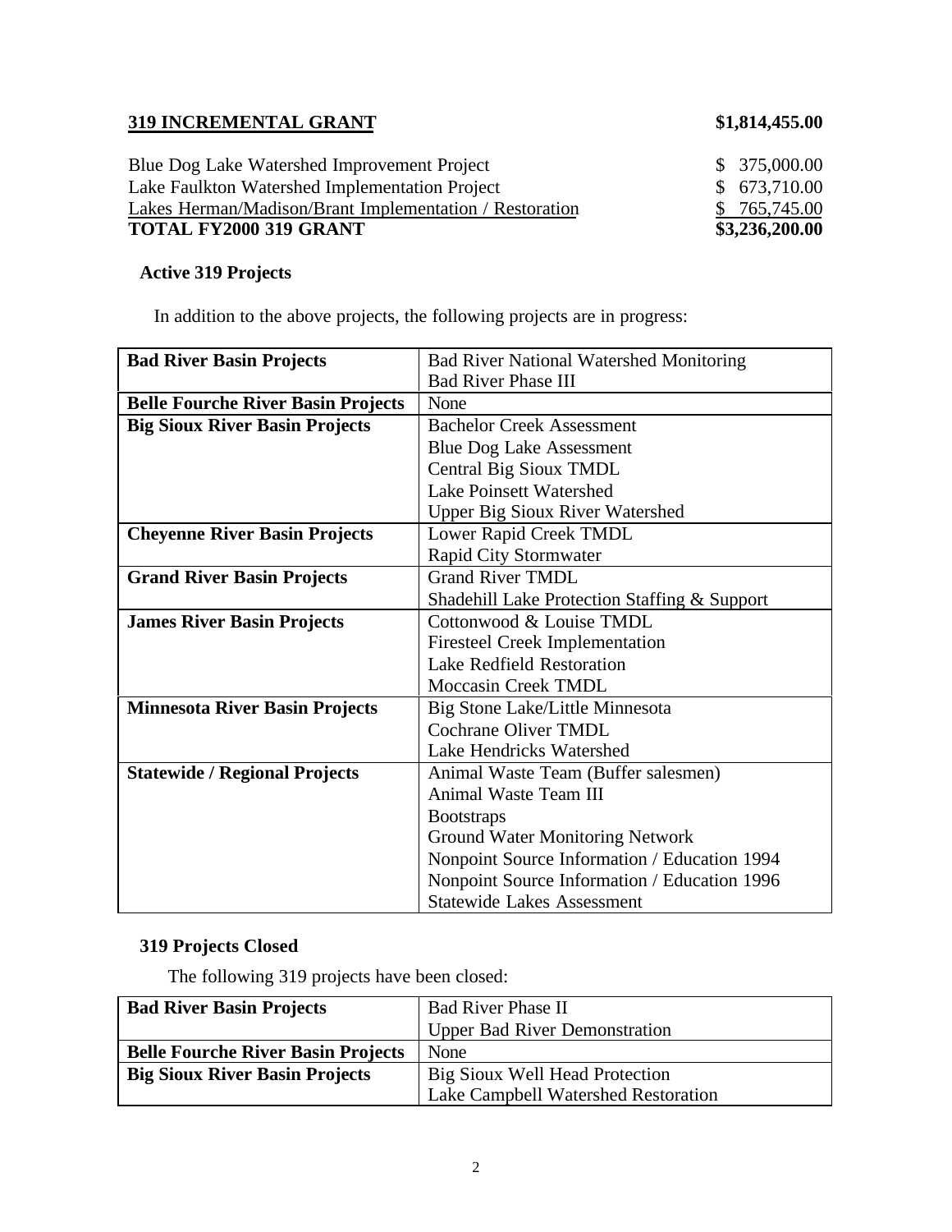**319 INCREMENTAL GRANT** **$1,814,455.00**

| | |
|---|---|
| Blue Dog Lake Watershed Improvement Project | $ 375,000.00 |
| Lake Faulkton Watershed Implementation Project | $ 673,710.00 |
| Lakes Herman/Madison/Brant Implementation / Restoration | $ 765,745.00 |
| **TOTAL FY2000 319 GRANT** | **$3,236,200.00** |

### Active 319 Projects

In addition to the above projects, the following projects are in progress:

| **Bad River Basin Projects** | Bad River National Watershed Monitoring<br>Bad River Phase III |
|---|---|
| **Belle Fourche River Basin Projects** | None |
| **Big Sioux River Basin Projects** | Bachelor Creek Assessment<br>Blue Dog Lake Assessment<br>Central Big Sioux TMDL<br>Lake Poinsett Watershed<br>Upper Big Sioux River Watershed |
| **Cheyenne River Basin Projects** | Lower Rapid Creek TMDL<br>Rapid City Stormwater |
| **Grand River Basin Projects** | Grand River TMDL<br>Shadehill Lake Protection Staffing & Support |
| **James River Basin Projects** | Cottonwood & Louise TMDL<br>Firesteel Creek Implementation<br>Lake Redfield Restoration<br>Moccasin Creek TMDL |
| **Minnesota River Basin Projects** | Big Stone Lake/Little Minnesota<br>Cochrane Oliver TMDL<br>Lake Hendricks Watershed |
| **Statewide / Regional Projects** | Animal Waste Team (Buffer salesmen)<br>Animal Waste Team III<br>Bootstraps<br>Ground Water Monitoring Network<br>Nonpoint Source Information / Education 1994<br>Nonpoint Source Information / Education 1996<br>Statewide Lakes Assessment |

### 319 Projects Closed

The following 319 projects have been closed:

| **Bad River Basin Projects** | Bad River Phase II<br>Upper Bad River Demonstration |
|---|---|
| **Belle Fourche River Basin Projects** | None |
| **Big Sioux River Basin Projects** | Big Sioux Well Head Protection<br>Lake Campbell Watershed Restoration |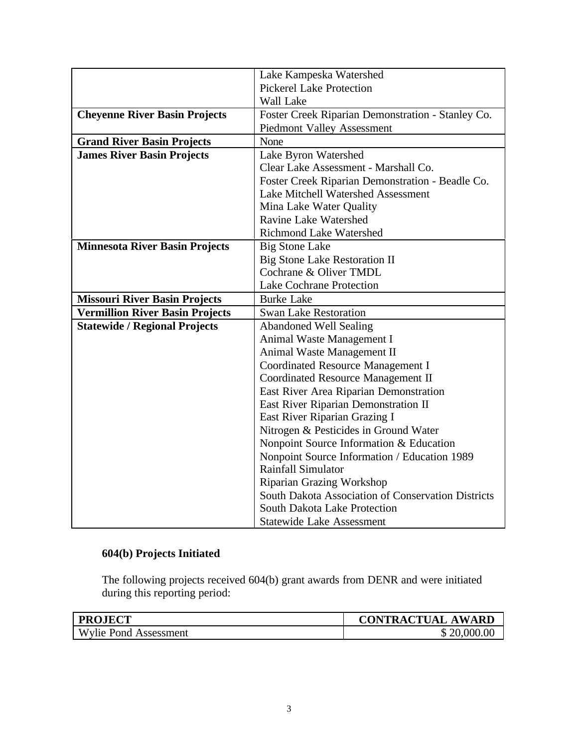| | |
|---|---|
| | Lake Kampeska Watershed<br>Pickerel Lake Protection<br>Wall Lake |
| **Cheyenne River Basin Projects** | Foster Creek Riparian Demonstration - Stanley Co.<br>Piedmont Valley Assessment |
| **Grand River Basin Projects** | None |
| **James River Basin Projects** | Lake Byron Watershed<br>Clear Lake Assessment - Marshall Co.<br>Foster Creek Riparian Demonstration - Beadle Co.<br>Lake Mitchell Watershed Assessment<br>Mina Lake Water Quality<br>Ravine Lake Watershed<br>Richmond Lake Watershed |
| **Minnesota River Basin Projects** | Big Stone Lake<br>Big Stone Lake Restoration II<br>Cochrane & Oliver TMDL<br>Lake Cochrane Protection |
| **Missouri River Basin Projects** | Burke Lake |
| **Vermillion River Basin Projects** | Swan Lake Restoration |
| **Statewide / Regional Projects** | Abandoned Well Sealing<br>Animal Waste Management I<br>Animal Waste Management II<br>Coordinated Resource Management I<br>Coordinated Resource Management II<br>East River Area Riparian Demonstration<br>East River Riparian Demonstration II<br>East River Riparian Grazing I<br>Nitrogen & Pesticides in Ground Water<br>Nonpoint Source Information & Education<br>Nonpoint Source Information / Education 1989<br>Rainfall Simulator<br>Riparian Grazing Workshop<br>South Dakota Association of Conservation Districts<br>South Dakota Lake Protection<br>Statewide Lake Assessment |

### 604(b) Projects Initiated

The following projects received 604(b) grant awards from DENR and were initiated during this reporting period:

| PROJECT | CONTRACTUAL AWARD |
|---|---|
| Wylie Pond Assessment | $ 20,000.00 |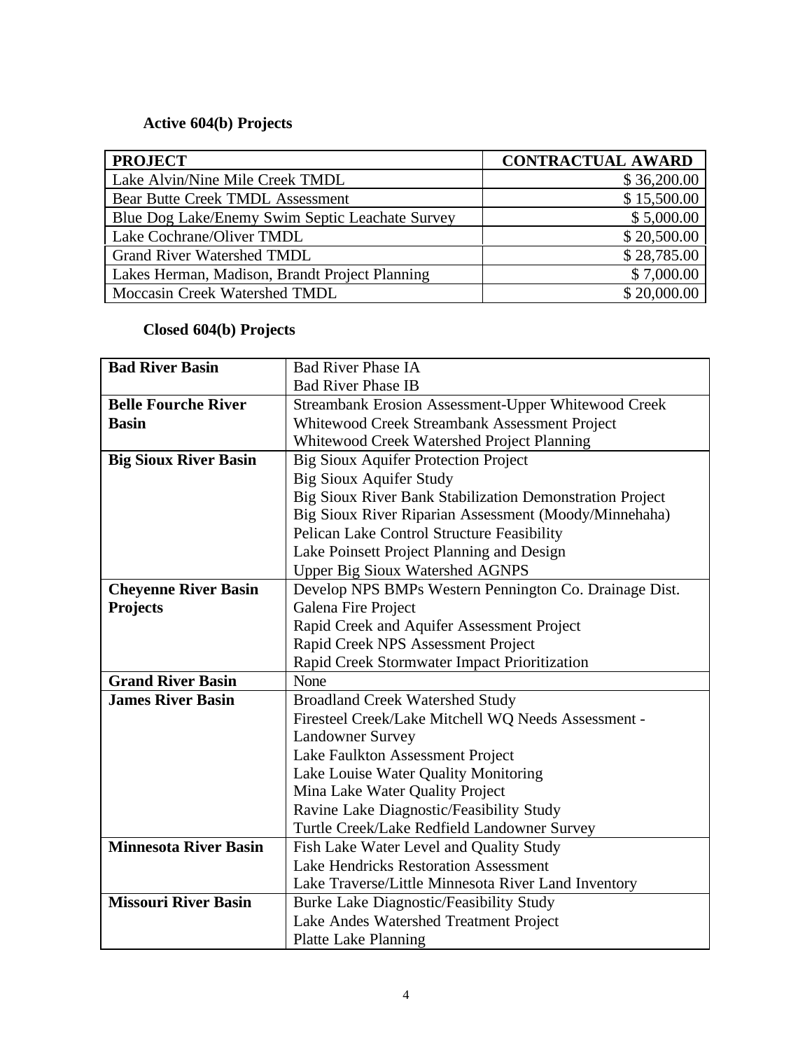**Active 604(b) Projects**

| PROJECT | CONTRACTUAL AWARD |
|---|---|
| Lake Alvin/Nine Mile Creek TMDL | $ 36,200.00 |
| Bear Butte Creek TMDL Assessment | $ 15,500.00 |
| Blue Dog Lake/Enemy Swim Septic Leachate Survey | $ 5,000.00 |
| Lake Cochrane/Oliver TMDL | $ 20,500.00 |
| Grand River Watershed TMDL | $ 28,785.00 |
| Lakes Herman, Madison, Brandt Project Planning | $ 7,000.00 |
| Moccasin Creek Watershed TMDL | $ 20,000.00 |

**Closed 604(b) Projects**

| | |
|---|---|
| **Bad River Basin** | Bad River Phase IA<br>Bad River Phase IB |
| **Belle Fourche River Basin** | Streambank Erosion Assessment-Upper Whitewood Creek<br>Whitewood Creek Streambank Assessment Project<br>Whitewood Creek Watershed Project Planning |
| **Big Sioux River Basin** | Big Sioux Aquifer Protection Project<br>Big Sioux Aquifer Study<br>Big Sioux River Bank Stabilization Demonstration Project<br>Big Sioux River Riparian Assessment (Moody/Minnehaha)<br>Pelican Lake Control Structure Feasibility<br>Lake Poinsett Project Planning and Design<br>Upper Big Sioux Watershed AGNPS |
| **Cheyenne River Basin Projects** | Develop NPS BMPs Western Pennington Co. Drainage Dist.<br>Galena Fire Project<br>Rapid Creek and Aquifer Assessment Project<br>Rapid Creek NPS Assessment Project<br>Rapid Creek Stormwater Impact Prioritization |
| **Grand River Basin** | None |
| **James River Basin** | Broadland Creek Watershed Study<br>Firesteel Creek/Lake Mitchell WQ Needs Assessment - Landowner Survey<br>Lake Faulkton Assessment Project<br>Lake Louise Water Quality Monitoring<br>Mina Lake Water Quality Project<br>Ravine Lake Diagnostic/Feasibility Study<br>Turtle Creek/Lake Redfield Landowner Survey |
| **Minnesota River Basin** | Fish Lake Water Level and Quality Study<br>Lake Hendricks Restoration Assessment<br>Lake Traverse/Little Minnesota River Land Inventory |
| **Missouri River Basin** | Burke Lake Diagnostic/Feasibility Study<br>Lake Andes Watershed Treatment Project<br>Platte Lake Planning |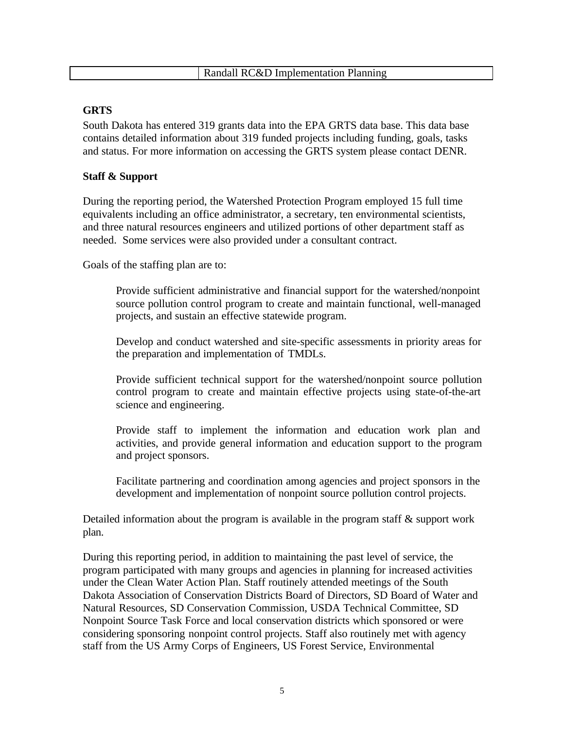| | Randall RC&D Implementation Planning |
|---|---|

**GRTS**

South Dakota has entered 319 grants data into the EPA GRTS data base. This data base contains detailed information about 319 funded projects including funding, goals, tasks and status. For more information on accessing the GRTS system please contact DENR.

**Staff & Support**

During the reporting period, the Watershed Protection Program employed 15 full time equivalents including an office administrator, a secretary, ten environmental scientists, and three natural resources engineers and utilized portions of other department staff as needed. Some services were also provided under a consultant contract.

Goals of the staffing plan are to:

> Provide sufficient administrative and financial support for the watershed/nonpoint source pollution control program to create and maintain functional, well-managed projects, and sustain an effective statewide program.
>
> Develop and conduct watershed and site-specific assessments in priority areas for the preparation and implementation of TMDLs.
>
> Provide sufficient technical support for the watershed/nonpoint source pollution control program to create and maintain effective projects using state-of-the-art science and engineering.
>
> Provide staff to implement the information and education work plan and activities, and provide general information and education support to the program and project sponsors.
>
> Facilitate partnering and coordination among agencies and project sponsors in the development and implementation of nonpoint source pollution control projects.

Detailed information about the program is available in the program staff & support work plan.

During this reporting period, in addition to maintaining the past level of service, the program participated with many groups and agencies in planning for increased activities under the Clean Water Action Plan. Staff routinely attended meetings of the South Dakota Association of Conservation Districts Board of Directors, SD Board of Water and Natural Resources, SD Conservation Commission, USDA Technical Committee, SD Nonpoint Source Task Force and local conservation districts which sponsored or were considering sponsoring nonpoint control projects. Staff also routinely met with agency staff from the US Army Corps of Engineers, US Forest Service, Environmental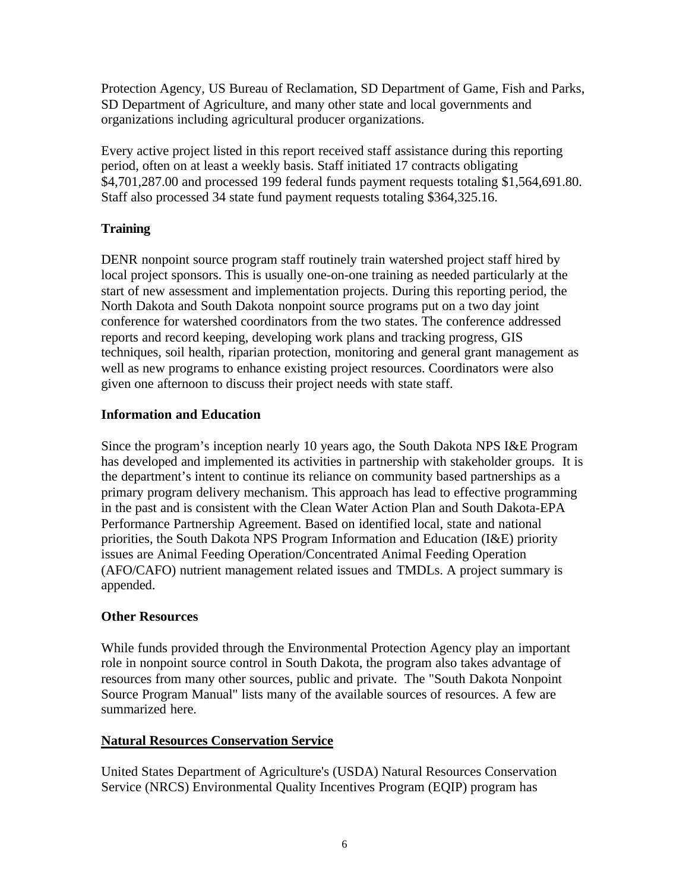Protection Agency, US Bureau of Reclamation, SD Department of Game, Fish and Parks, SD Department of Agriculture, and many other state and local governments and organizations including agricultural producer organizations.

Every active project listed in this report received staff assistance during this reporting period, often on at least a weekly basis. Staff initiated 17 contracts obligating $4,701,287.00 and processed 199 federal funds payment requests totaling $1,564,691.80. Staff also processed 34 state fund payment requests totaling $364,325.16.

**Training**

DENR nonpoint source program staff routinely train watershed project staff hired by local project sponsors. This is usually one-on-one training as needed particularly at the start of new assessment and implementation projects. During this reporting period, the North Dakota and South Dakota nonpoint source programs put on a two day joint conference for watershed coordinators from the two states. The conference addressed reports and record keeping, developing work plans and tracking progress, GIS techniques, soil health, riparian protection, monitoring and general grant management as well as new programs to enhance existing project resources. Coordinators were also given one afternoon to discuss their project needs with state staff.

**Information and Education**

Since the program's inception nearly 10 years ago, the South Dakota NPS I&E Program has developed and implemented its activities in partnership with stakeholder groups. It is the department's intent to continue its reliance on community based partnerships as a primary program delivery mechanism. This approach has lead to effective programming in the past and is consistent with the Clean Water Action Plan and South Dakota-EPA Performance Partnership Agreement. Based on identified local, state and national priorities, the South Dakota NPS Program Information and Education (I&E) priority issues are Animal Feeding Operation/Concentrated Animal Feeding Operation (AFO/CAFO) nutrient management related issues and TMDLs. A project summary is appended.

**Other Resources**

While funds provided through the Environmental Protection Agency play an important role in nonpoint source control in South Dakota, the program also takes advantage of resources from many other sources, public and private. The "South Dakota Nonpoint Source Program Manual" lists many of the available sources of resources. A few are summarized here.

**Natural Resources Conservation Service**

United States Department of Agriculture's (USDA) Natural Resources Conservation Service (NRCS) Environmental Quality Incentives Program (EQIP) program has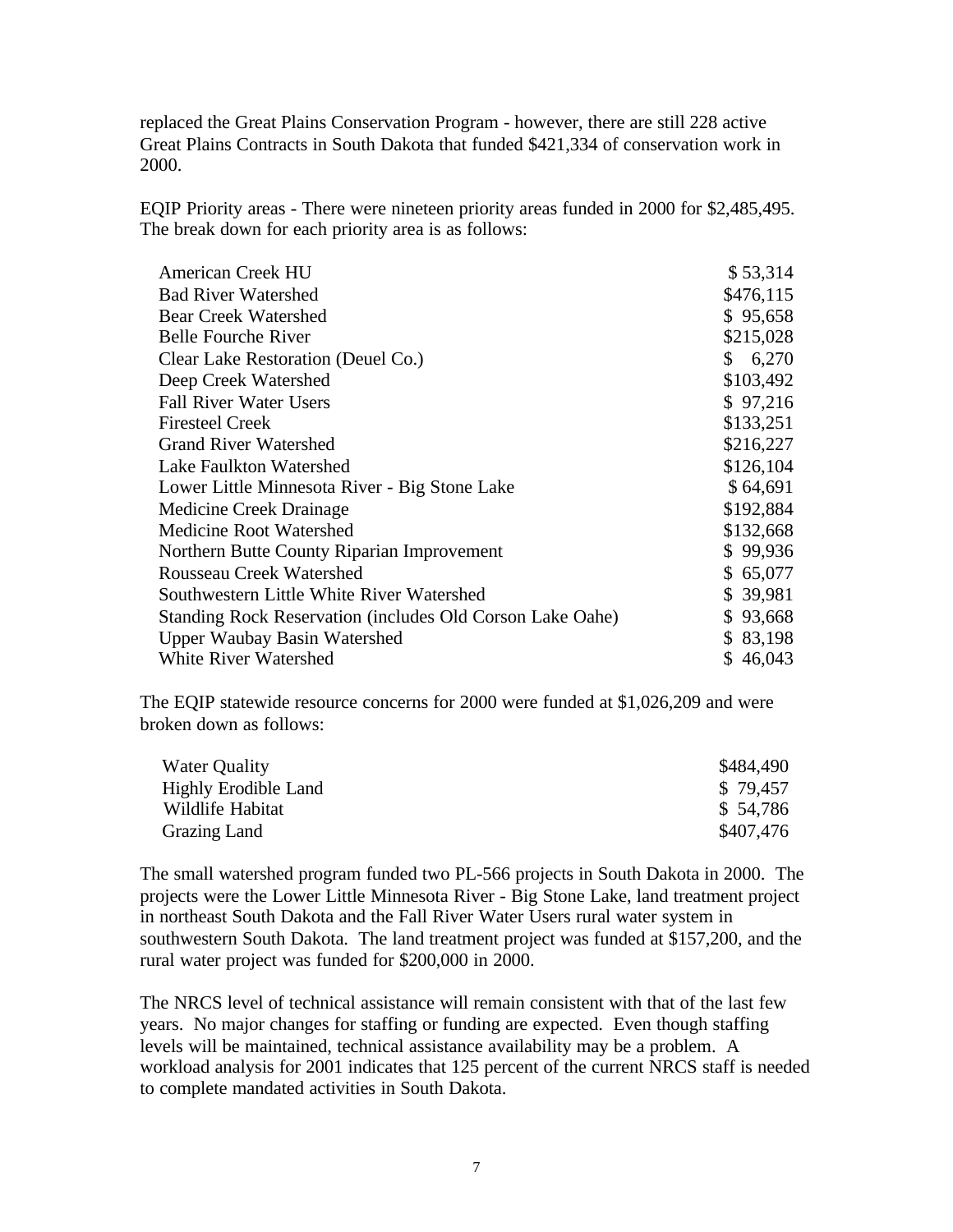replaced the Great Plains Conservation Program - however, there are still 228 active Great Plains Contracts in South Dakota that funded $421,334 of conservation work in 2000.

EQIP Priority areas - There were nineteen priority areas funded in 2000 for $2,485,495. The break down for each priority area is as follows:

| | |
|---|---|
| American Creek HU | $ 53,314 |
| Bad River Watershed | $476,115 |
| Bear Creek Watershed | $ 95,658 |
| Belle Fourche River | $215,028 |
| Clear Lake Restoration (Deuel Co.) | $ 6,270 |
| Deep Creek Watershed | $103,492 |
| Fall River Water Users | $ 97,216 |
| Firesteel Creek | $133,251 |
| Grand River Watershed | $216,227 |
| Lake Faulkton Watershed | $126,104 |
| Lower Little Minnesota River - Big Stone Lake | $ 64,691 |
| Medicine Creek Drainage | $192,884 |
| Medicine Root Watershed | $132,668 |
| Northern Butte County Riparian Improvement | $ 99,936 |
| Rousseau Creek Watershed | $ 65,077 |
| Southwestern Little White River Watershed | $ 39,981 |
| Standing Rock Reservation (includes Old Corson Lake Oahe) | $ 93,668 |
| Upper Waubay Basin Watershed | $ 83,198 |
| White River Watershed | $ 46,043 |

The EQIP statewide resource concerns for 2000 were funded at $1,026,209 and were broken down as follows:

| | |
|---|---|
| Water Quality | $484,490 |
| Highly Erodible Land | $ 79,457 |
| Wildlife Habitat | $ 54,786 |
| Grazing Land | $407,476 |

The small watershed program funded two PL-566 projects in South Dakota in 2000. The projects were the Lower Little Minnesota River - Big Stone Lake, land treatment project in northeast South Dakota and the Fall River Water Users rural water system in southwestern South Dakota. The land treatment project was funded at $157,200, and the rural water project was funded for $200,000 in 2000.

The NRCS level of technical assistance will remain consistent with that of the last few years. No major changes for staffing or funding are expected. Even though staffing levels will be maintained, technical assistance availability may be a problem. A workload analysis for 2001 indicates that 125 percent of the current NRCS staff is needed to complete mandated activities in South Dakota.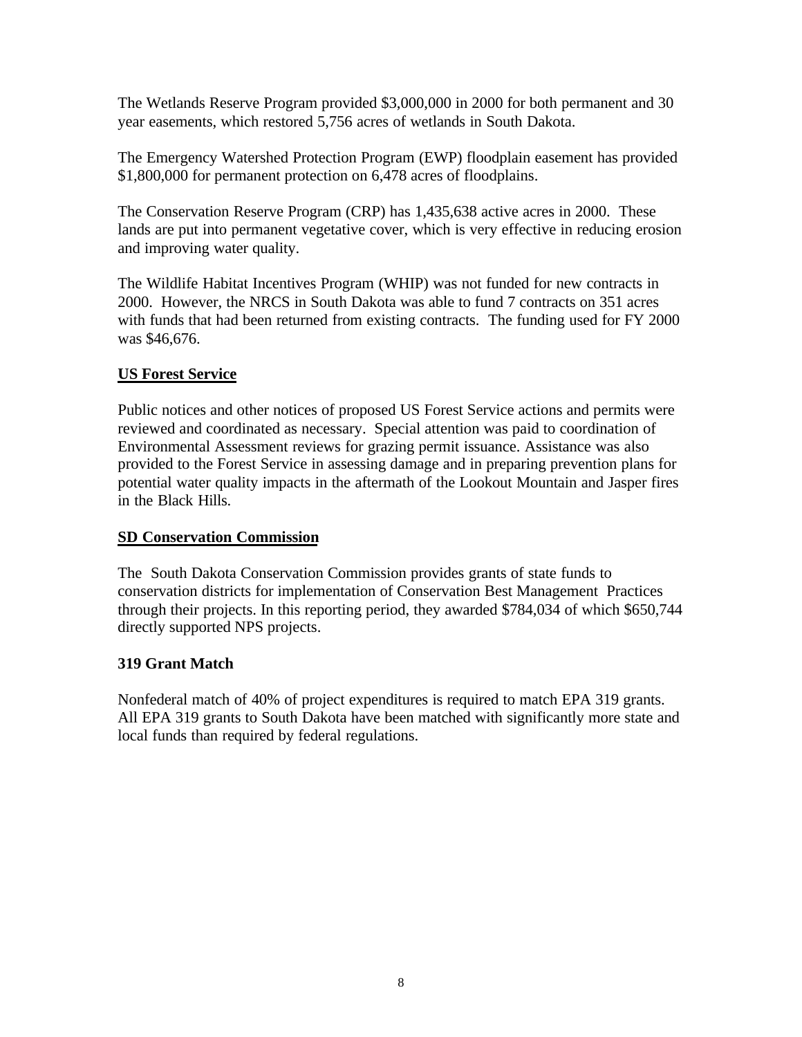The Wetlands Reserve Program provided $3,000,000 in 2000 for both permanent and 30 year easements, which restored 5,756 acres of wetlands in South Dakota.

The Emergency Watershed Protection Program (EWP) floodplain easement has provided $1,800,000 for permanent protection on 6,478 acres of floodplains.

The Conservation Reserve Program (CRP) has 1,435,638 active acres in 2000. These lands are put into permanent vegetative cover, which is very effective in reducing erosion and improving water quality.

The Wildlife Habitat Incentives Program (WHIP) was not funded for new contracts in 2000. However, the NRCS in South Dakota was able to fund 7 contracts on 351 acres with funds that had been returned from existing contracts. The funding used for FY 2000 was $46,676.

## US Forest Service

Public notices and other notices of proposed US Forest Service actions and permits were reviewed and coordinated as necessary. Special attention was paid to coordination of Environmental Assessment reviews for grazing permit issuance. Assistance was also provided to the Forest Service in assessing damage and in preparing prevention plans for potential water quality impacts in the aftermath of the Lookout Mountain and Jasper fires in the Black Hills.

## SD Conservation Commission

The South Dakota Conservation Commission provides grants of state funds to conservation districts for implementation of Conservation Best Management Practices through their projects. In this reporting period, they awarded $784,034 of which $650,744 directly supported NPS projects.

## 319 Grant Match

Nonfederal match of 40% of project expenditures is required to match EPA 319 grants. All EPA 319 grants to South Dakota have been matched with significantly more state and local funds than required by federal regulations.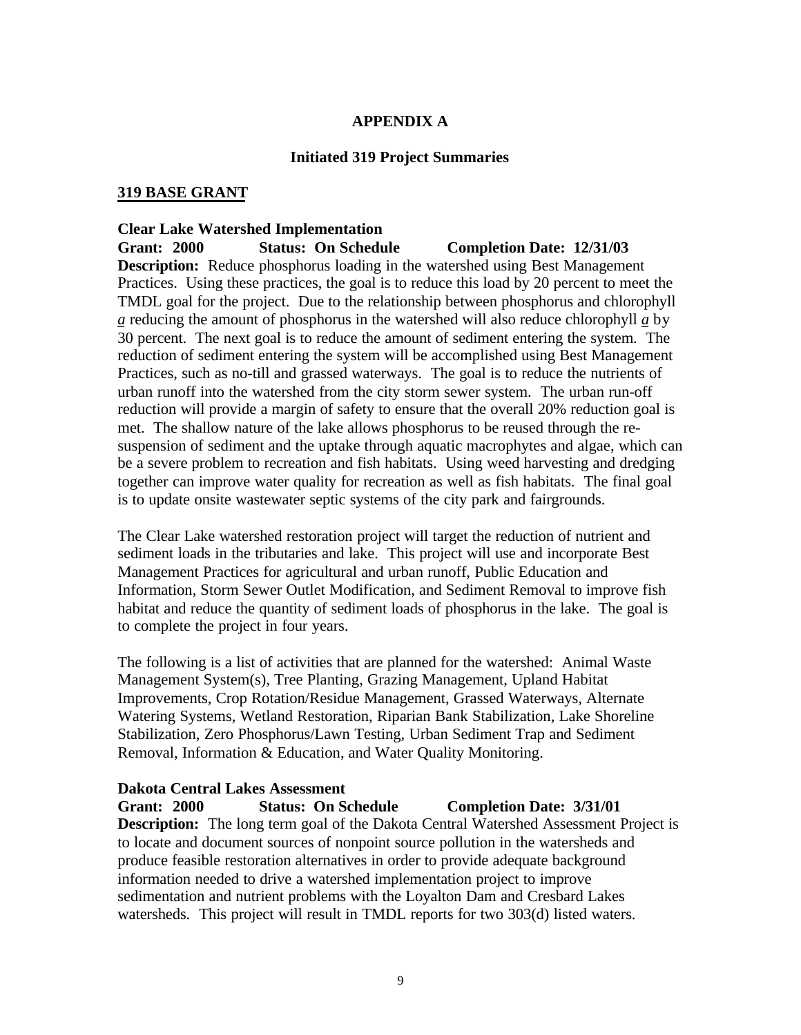# APPENDIX A

## Initiated 319 Project Summaries

### 319 BASE GRANT

**Clear Lake Watershed Implementation**

**Grant: 2000 Status: On Schedule Completion Date: 12/31/03**

**Description:** Reduce phosphorus loading in the watershed using Best Management Practices. Using these practices, the goal is to reduce this load by 20 percent to meet the TMDL goal for the project. Due to the relationship between phosphorus and chlorophyll *a* reducing the amount of phosphorus in the watershed will also reduce chlorophyll *a* by 30 percent. The next goal is to reduce the amount of sediment entering the system. The reduction of sediment entering the system will be accomplished using Best Management Practices, such as no-till and grassed waterways. The goal is to reduce the nutrients of urban runoff into the watershed from the city storm sewer system. The urban run-off reduction will provide a margin of safety to ensure that the overall 20% reduction goal is met. The shallow nature of the lake allows phosphorus to be reused through the re-suspension of sediment and the uptake through aquatic macrophytes and algae, which can be a severe problem to recreation and fish habitats. Using weed harvesting and dredging together can improve water quality for recreation as well as fish habitats. The final goal is to update onsite wastewater septic systems of the city park and fairgrounds.

The Clear Lake watershed restoration project will target the reduction of nutrient and sediment loads in the tributaries and lake. This project will use and incorporate Best Management Practices for agricultural and urban runoff, Public Education and Information, Storm Sewer Outlet Modification, and Sediment Removal to improve fish habitat and reduce the quantity of sediment loads of phosphorus in the lake. The goal is to complete the project in four years.

The following is a list of activities that are planned for the watershed: Animal Waste Management System(s), Tree Planting, Grazing Management, Upland Habitat Improvements, Crop Rotation/Residue Management, Grassed Waterways, Alternate Watering Systems, Wetland Restoration, Riparian Bank Stabilization, Lake Shoreline Stabilization, Zero Phosphorus/Lawn Testing, Urban Sediment Trap and Sediment Removal, Information & Education, and Water Quality Monitoring.

**Dakota Central Lakes Assessment**

**Grant: 2000 Status: On Schedule Completion Date: 3/31/01**

**Description:** The long term goal of the Dakota Central Watershed Assessment Project is to locate and document sources of nonpoint source pollution in the watersheds and produce feasible restoration alternatives in order to provide adequate background information needed to drive a watershed implementation project to improve sedimentation and nutrient problems with the Loyalton Dam and Cresbard Lakes watersheds. This project will result in TMDL reports for two 303(d) listed waters.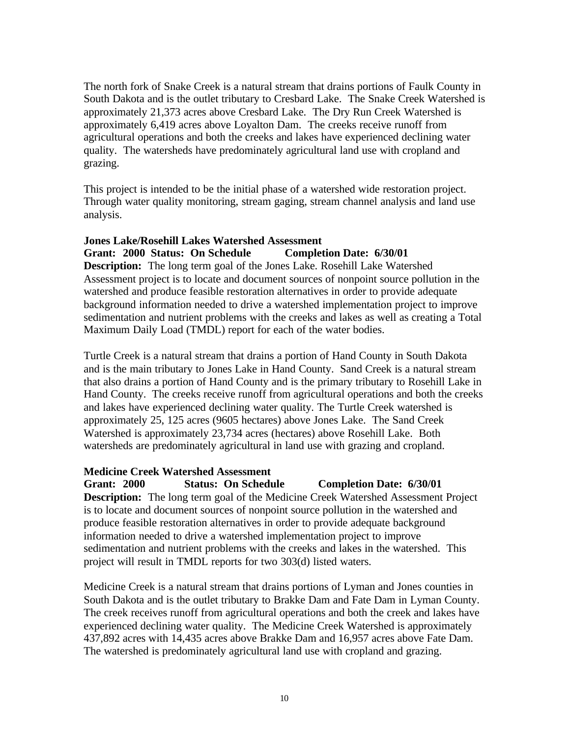The north fork of Snake Creek is a natural stream that drains portions of Faulk County in South Dakota and is the outlet tributary to Cresbard Lake. The Snake Creek Watershed is approximately 21,373 acres above Cresbard Lake. The Dry Run Creek Watershed is approximately 6,419 acres above Loyalton Dam. The creeks receive runoff from agricultural operations and both the creeks and lakes have experienced declining water quality. The watersheds have predominately agricultural land use with cropland and grazing.

This project is intended to be the initial phase of a watershed wide restoration project. Through water quality monitoring, stream gaging, stream channel analysis and land use analysis.

**Jones Lake/Rosehill Lakes Watershed Assessment**
**Grant: 2000 Status: On Schedule Completion Date: 6/30/01**
**Description:** The long term goal of the Jones Lake. Rosehill Lake Watershed Assessment project is to locate and document sources of nonpoint source pollution in the watershed and produce feasible restoration alternatives in order to provide adequate background information needed to drive a watershed implementation project to improve sedimentation and nutrient problems with the creeks and lakes as well as creating a Total Maximum Daily Load (TMDL) report for each of the water bodies.

Turtle Creek is a natural stream that drains a portion of Hand County in South Dakota and is the main tributary to Jones Lake in Hand County. Sand Creek is a natural stream that also drains a portion of Hand County and is the primary tributary to Rosehill Lake in Hand County. The creeks receive runoff from agricultural operations and both the creeks and lakes have experienced declining water quality. The Turtle Creek watershed is approximately 25, 125 acres (9605 hectares) above Jones Lake. The Sand Creek Watershed is approximately 23,734 acres (hectares) above Rosehill Lake. Both watersheds are predominately agricultural in land use with grazing and cropland.

**Medicine Creek Watershed Assessment**
**Grant: 2000 Status: On Schedule Completion Date: 6/30/01**
**Description:** The long term goal of the Medicine Creek Watershed Assessment Project is to locate and document sources of nonpoint source pollution in the watershed and produce feasible restoration alternatives in order to provide adequate background information needed to drive a watershed implementation project to improve sedimentation and nutrient problems with the creeks and lakes in the watershed. This project will result in TMDL reports for two 303(d) listed waters.

Medicine Creek is a natural stream that drains portions of Lyman and Jones counties in South Dakota and is the outlet tributary to Brakke Dam and Fate Dam in Lyman County. The creek receives runoff from agricultural operations and both the creek and lakes have experienced declining water quality. The Medicine Creek Watershed is approximately 437,892 acres with 14,435 acres above Brakke Dam and 16,957 acres above Fate Dam. The watershed is predominately agricultural land use with cropland and grazing.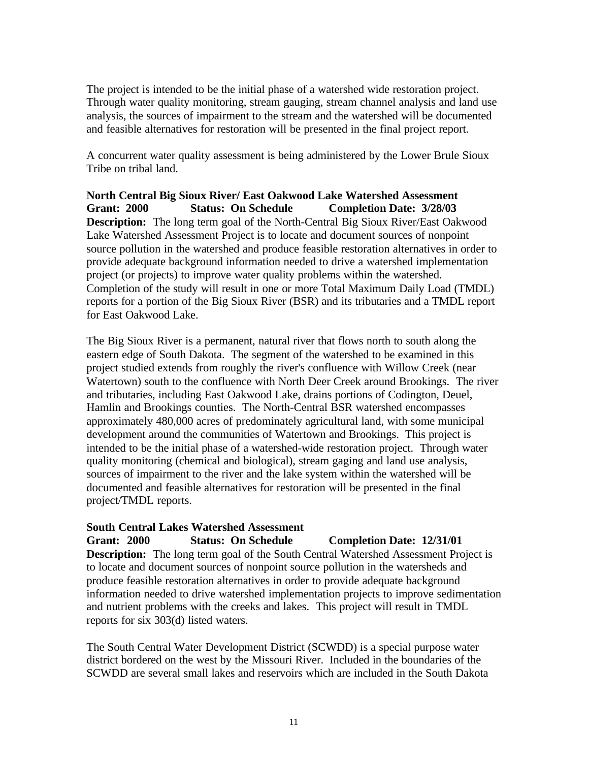The project is intended to be the initial phase of a watershed wide restoration project. Through water quality monitoring, stream gauging, stream channel analysis and land use analysis, the sources of impairment to the stream and the watershed will be documented and feasible alternatives for restoration will be presented in the final project report.

A concurrent water quality assessment is being administered by the Lower Brule Sioux Tribe on tribal land.

**North Central Big Sioux River/ East Oakwood Lake Watershed Assessment**
**Grant: 2000 Status: On Schedule Completion Date: 3/28/03**
**Description:** The long term goal of the North-Central Big Sioux River/East Oakwood Lake Watershed Assessment Project is to locate and document sources of nonpoint source pollution in the watershed and produce feasible restoration alternatives in order to provide adequate background information needed to drive a watershed implementation project (or projects) to improve water quality problems within the watershed. Completion of the study will result in one or more Total Maximum Daily Load (TMDL) reports for a portion of the Big Sioux River (BSR) and its tributaries and a TMDL report for East Oakwood Lake.

The Big Sioux River is a permanent, natural river that flows north to south along the eastern edge of South Dakota. The segment of the watershed to be examined in this project studied extends from roughly the river's confluence with Willow Creek (near Watertown) south to the confluence with North Deer Creek around Brookings. The river and tributaries, including East Oakwood Lake, drains portions of Codington, Deuel, Hamlin and Brookings counties. The North-Central BSR watershed encompasses approximately 480,000 acres of predominately agricultural land, with some municipal development around the communities of Watertown and Brookings. This project is intended to be the initial phase of a watershed-wide restoration project. Through water quality monitoring (chemical and biological), stream gaging and land use analysis, sources of impairment to the river and the lake system within the watershed will be documented and feasible alternatives for restoration will be presented in the final project/TMDL reports.

**South Central Lakes Watershed Assessment**
**Grant: 2000 Status: On Schedule Completion Date: 12/31/01**
**Description:** The long term goal of the South Central Watershed Assessment Project is to locate and document sources of nonpoint source pollution in the watersheds and produce feasible restoration alternatives in order to provide adequate background information needed to drive watershed implementation projects to improve sedimentation and nutrient problems with the creeks and lakes. This project will result in TMDL reports for six 303(d) listed waters.

The South Central Water Development District (SCWDD) is a special purpose water district bordered on the west by the Missouri River. Included in the boundaries of the SCWDD are several small lakes and reservoirs which are included in the South Dakota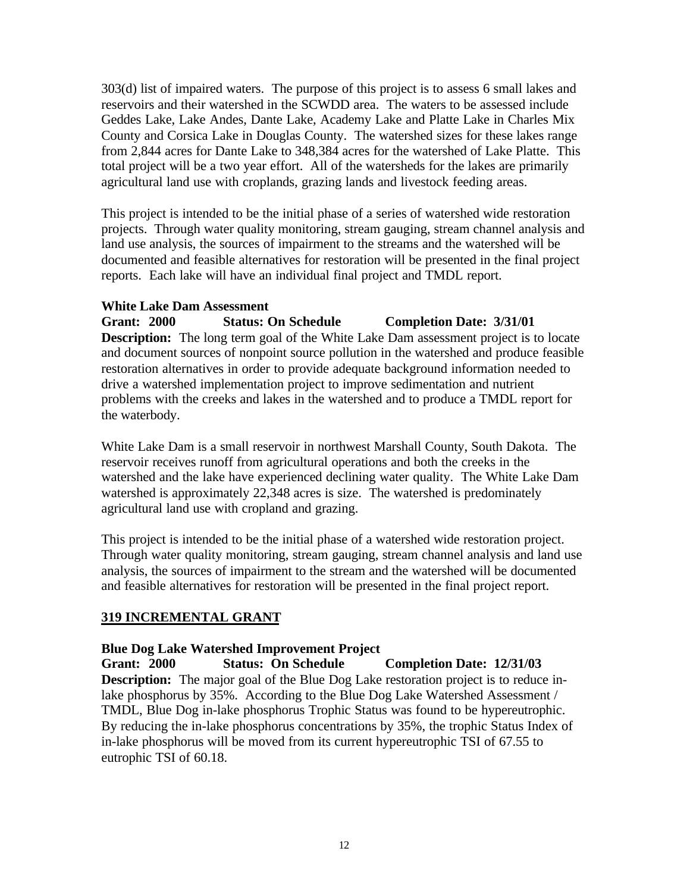303(d) list of impaired waters. The purpose of this project is to assess 6 small lakes and reservoirs and their watershed in the SCWDD area. The waters to be assessed include Geddes Lake, Lake Andes, Dante Lake, Academy Lake and Platte Lake in Charles Mix County and Corsica Lake in Douglas County. The watershed sizes for these lakes range from 2,844 acres for Dante Lake to 348,384 acres for the watershed of Lake Platte. This total project will be a two year effort. All of the watersheds for the lakes are primarily agricultural land use with croplands, grazing lands and livestock feeding areas.

This project is intended to be the initial phase of a series of watershed wide restoration projects. Through water quality monitoring, stream gauging, stream channel analysis and land use analysis, the sources of impairment to the streams and the watershed will be documented and feasible alternatives for restoration will be presented in the final project reports. Each lake will have an individual final project and TMDL report.

**White Lake Dam Assessment**
**Grant: 2000 Status: On Schedule Completion Date: 3/31/01**
**Description:** The long term goal of the White Lake Dam assessment project is to locate and document sources of nonpoint source pollution in the watershed and produce feasible restoration alternatives in order to provide adequate background information needed to drive a watershed implementation project to improve sedimentation and nutrient problems with the creeks and lakes in the watershed and to produce a TMDL report for the waterbody.

White Lake Dam is a small reservoir in northwest Marshall County, South Dakota. The reservoir receives runoff from agricultural operations and both the creeks in the watershed and the lake have experienced declining water quality. The White Lake Dam watershed is approximately 22,348 acres is size. The watershed is predominately agricultural land use with cropland and grazing.

This project is intended to be the initial phase of a watershed wide restoration project. Through water quality monitoring, stream gauging, stream channel analysis and land use analysis, the sources of impairment to the stream and the watershed will be documented and feasible alternatives for restoration will be presented in the final project report.

## 319 INCREMENTAL GRANT

**Blue Dog Lake Watershed Improvement Project**
**Grant: 2000 Status: On Schedule Completion Date: 12/31/03**
**Description:** The major goal of the Blue Dog Lake restoration project is to reduce in-lake phosphorus by 35%. According to the Blue Dog Lake Watershed Assessment / TMDL, Blue Dog in-lake phosphorus Trophic Status was found to be hypereutrophic. By reducing the in-lake phosphorus concentrations by 35%, the trophic Status Index of in-lake phosphorus will be moved from its current hypereutrophic TSI of 67.55 to eutrophic TSI of 60.18.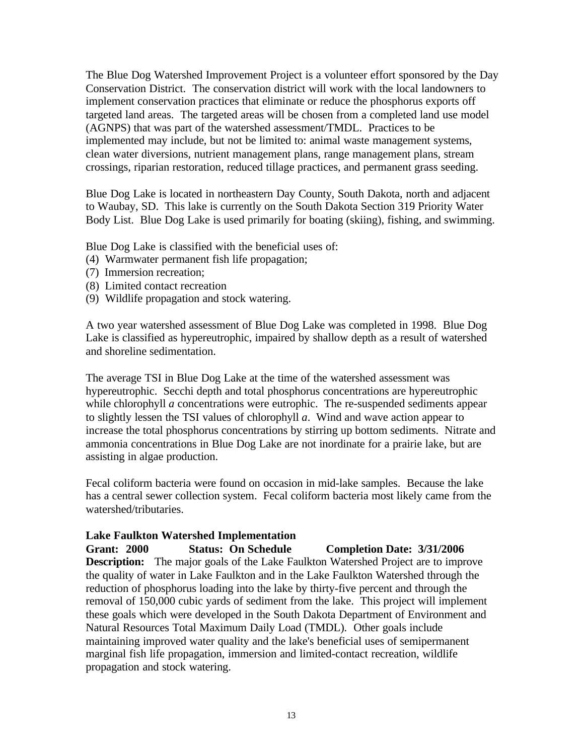The Blue Dog Watershed Improvement Project is a volunteer effort sponsored by the Day Conservation District. The conservation district will work with the local landowners to implement conservation practices that eliminate or reduce the phosphorus exports off targeted land areas. The targeted areas will be chosen from a completed land use model (AGNPS) that was part of the watershed assessment/TMDL. Practices to be implemented may include, but not be limited to: animal waste management systems, clean water diversions, nutrient management plans, range management plans, stream crossings, riparian restoration, reduced tillage practices, and permanent grass seeding.

Blue Dog Lake is located in northeastern Day County, South Dakota, north and adjacent to Waubay, SD. This lake is currently on the South Dakota Section 319 Priority Water Body List. Blue Dog Lake is used primarily for boating (skiing), fishing, and swimming.

Blue Dog Lake is classified with the beneficial uses of:
(4) Warmwater permanent fish life propagation;
(7) Immersion recreation;
(8) Limited contact recreation
(9) Wildlife propagation and stock watering.

A two year watershed assessment of Blue Dog Lake was completed in 1998. Blue Dog Lake is classified as hypereutrophic, impaired by shallow depth as a result of watershed and shoreline sedimentation.

The average TSI in Blue Dog Lake at the time of the watershed assessment was hypereutrophic. Secchi depth and total phosphorus concentrations are hypereutrophic while chlorophyll *a* concentrations were eutrophic. The re-suspended sediments appear to slightly lessen the TSI values of chlorophyll *a*. Wind and wave action appear to increase the total phosphorus concentrations by stirring up bottom sediments. Nitrate and ammonia concentrations in Blue Dog Lake are not inordinate for a prairie lake, but are assisting in algae production.

Fecal coliform bacteria were found on occasion in mid-lake samples. Because the lake has a central sewer collection system. Fecal coliform bacteria most likely came from the watershed/tributaries.

**Lake Faulkton Watershed Implementation**
**Grant: 2000 Status: On Schedule Completion Date: 3/31/2006**
**Description:** The major goals of the Lake Faulkton Watershed Project are to improve the quality of water in Lake Faulkton and in the Lake Faulkton Watershed through the reduction of phosphorus loading into the lake by thirty-five percent and through the removal of 150,000 cubic yards of sediment from the lake. This project will implement these goals which were developed in the South Dakota Department of Environment and Natural Resources Total Maximum Daily Load (TMDL). Other goals include maintaining improved water quality and the lake's beneficial uses of semipermanent marginal fish life propagation, immersion and limited-contact recreation, wildlife propagation and stock watering.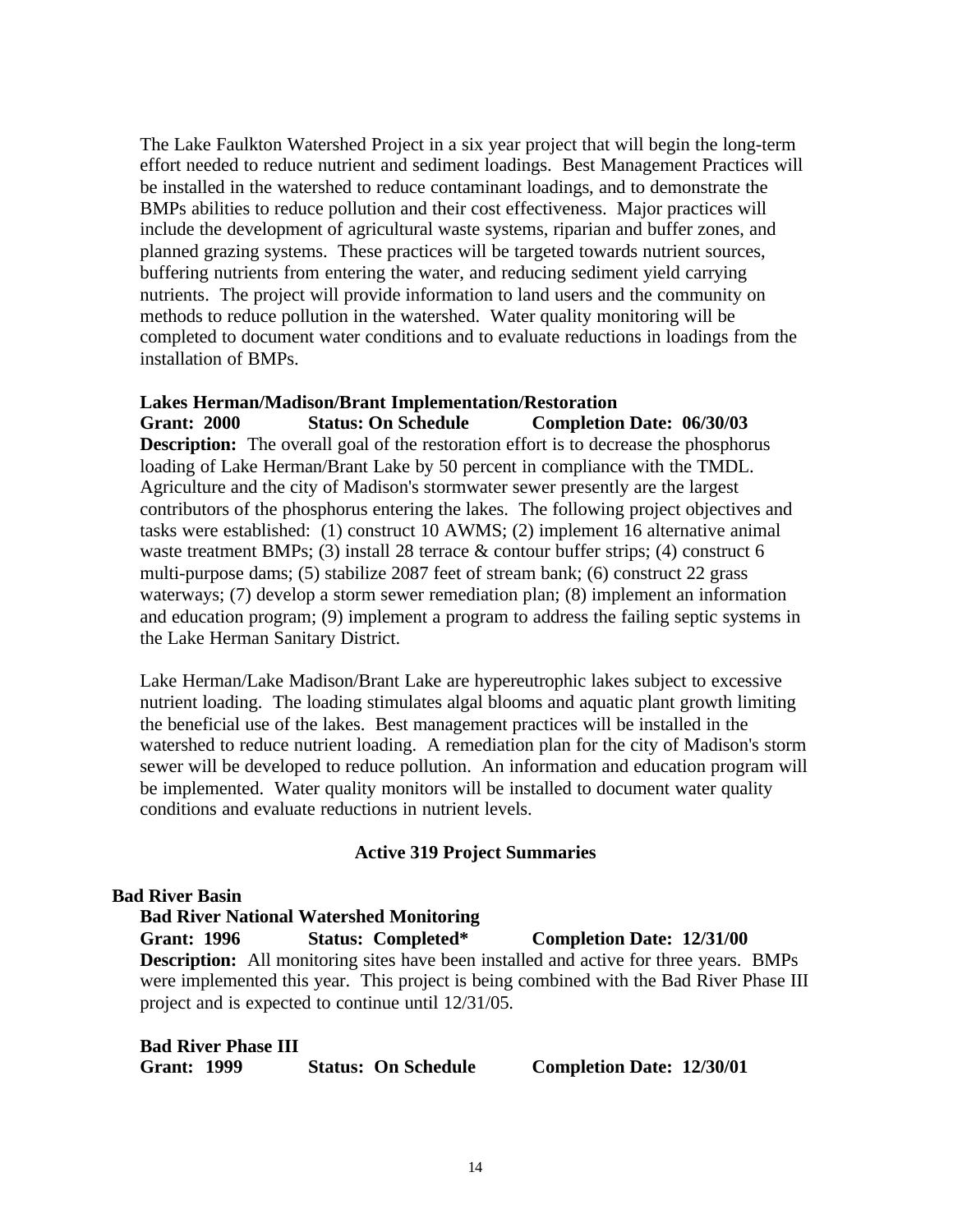The Lake Faulkton Watershed Project in a six year project that will begin the long-term effort needed to reduce nutrient and sediment loadings. Best Management Practices will be installed in the watershed to reduce contaminant loadings, and to demonstrate the BMPs abilities to reduce pollution and their cost effectiveness. Major practices will include the development of agricultural waste systems, riparian and buffer zones, and planned grazing systems. These practices will be targeted towards nutrient sources, buffering nutrients from entering the water, and reducing sediment yield carrying nutrients. The project will provide information to land users and the community on methods to reduce pollution in the watershed. Water quality monitoring will be completed to document water conditions and to evaluate reductions in loadings from the installation of BMPs.

**Lakes Herman/Madison/Brant Implementation/Restoration**
**Grant: 2000 Status: On Schedule Completion Date: 06/30/03**
**Description:** The overall goal of the restoration effort is to decrease the phosphorus loading of Lake Herman/Brant Lake by 50 percent in compliance with the TMDL. Agriculture and the city of Madison's stormwater sewer presently are the largest contributors of the phosphorus entering the lakes. The following project objectives and tasks were established: (1) construct 10 AWMS; (2) implement 16 alternative animal waste treatment BMPs; (3) install 28 terrace & contour buffer strips; (4) construct 6 multi-purpose dams; (5) stabilize 2087 feet of stream bank; (6) construct 22 grass waterways; (7) develop a storm sewer remediation plan; (8) implement an information and education program; (9) implement a program to address the failing septic systems in the Lake Herman Sanitary District.

Lake Herman/Lake Madison/Brant Lake are hypereutrophic lakes subject to excessive nutrient loading. The loading stimulates algal blooms and aquatic plant growth limiting the beneficial use of the lakes. Best management practices will be installed in the watershed to reduce nutrient loading. A remediation plan for the city of Madison's storm sewer will be developed to reduce pollution. An information and education program will be implemented. Water quality monitors will be installed to document water quality conditions and evaluate reductions in nutrient levels.

## Active 319 Project Summaries

### Bad River Basin

**Bad River National Watershed Monitoring**
**Grant: 1996 Status: Completed* Completion Date: 12/31/00**
**Description:** All monitoring sites have been installed and active for three years. BMPs were implemented this year. This project is being combined with the Bad River Phase III project and is expected to continue until 12/31/05.

**Bad River Phase III**
**Grant: 1999 Status: On Schedule Completion Date: 12/30/01**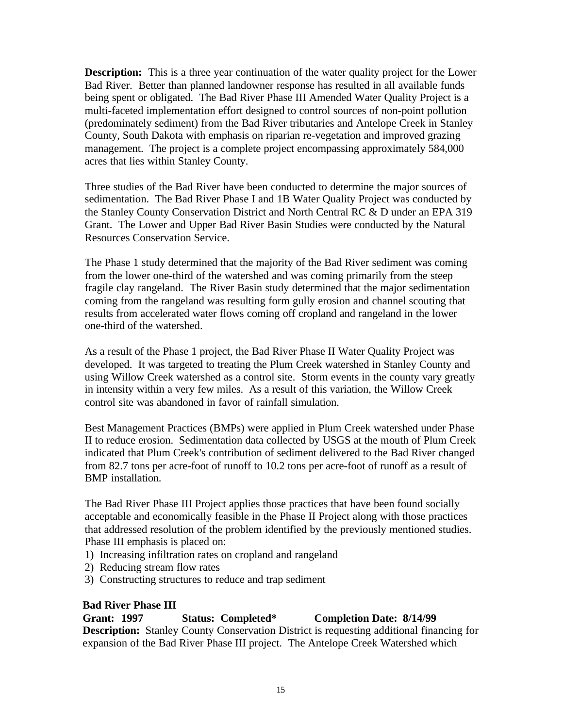**Description:** This is a three year continuation of the water quality project for the Lower Bad River. Better than planned landowner response has resulted in all available funds being spent or obligated. The Bad River Phase III Amended Water Quality Project is a multi-faceted implementation effort designed to control sources of non-point pollution (predominately sediment) from the Bad River tributaries and Antelope Creek in Stanley County, South Dakota with emphasis on riparian re-vegetation and improved grazing management. The project is a complete project encompassing approximately 584,000 acres that lies within Stanley County.

Three studies of the Bad River have been conducted to determine the major sources of sedimentation. The Bad River Phase I and 1B Water Quality Project was conducted by the Stanley County Conservation District and North Central RC & D under an EPA 319 Grant. The Lower and Upper Bad River Basin Studies were conducted by the Natural Resources Conservation Service.

The Phase 1 study determined that the majority of the Bad River sediment was coming from the lower one-third of the watershed and was coming primarily from the steep fragile clay rangeland. The River Basin study determined that the major sedimentation coming from the rangeland was resulting form gully erosion and channel scouting that results from accelerated water flows coming off cropland and rangeland in the lower one-third of the watershed.

As a result of the Phase 1 project, the Bad River Phase II Water Quality Project was developed. It was targeted to treating the Plum Creek watershed in Stanley County and using Willow Creek watershed as a control site. Storm events in the county vary greatly in intensity within a very few miles. As a result of this variation, the Willow Creek control site was abandoned in favor of rainfall simulation.

Best Management Practices (BMPs) were applied in Plum Creek watershed under Phase II to reduce erosion. Sedimentation data collected by USGS at the mouth of Plum Creek indicated that Plum Creek's contribution of sediment delivered to the Bad River changed from 82.7 tons per acre-foot of runoff to 10.2 tons per acre-foot of runoff as a result of BMP installation.

The Bad River Phase III Project applies those practices that have been found socially acceptable and economically feasible in the Phase II Project along with those practices that addressed resolution of the problem identified by the previously mentioned studies. Phase III emphasis is placed on:

1) Increasing infiltration rates on cropland and rangeland
2) Reducing stream flow rates
3) Constructing structures to reduce and trap sediment

**Bad River Phase III**

**Grant: 1997 Status: Completed* Completion Date: 8/14/99**

**Description:** Stanley County Conservation District is requesting additional financing for expansion of the Bad River Phase III project. The Antelope Creek Watershed which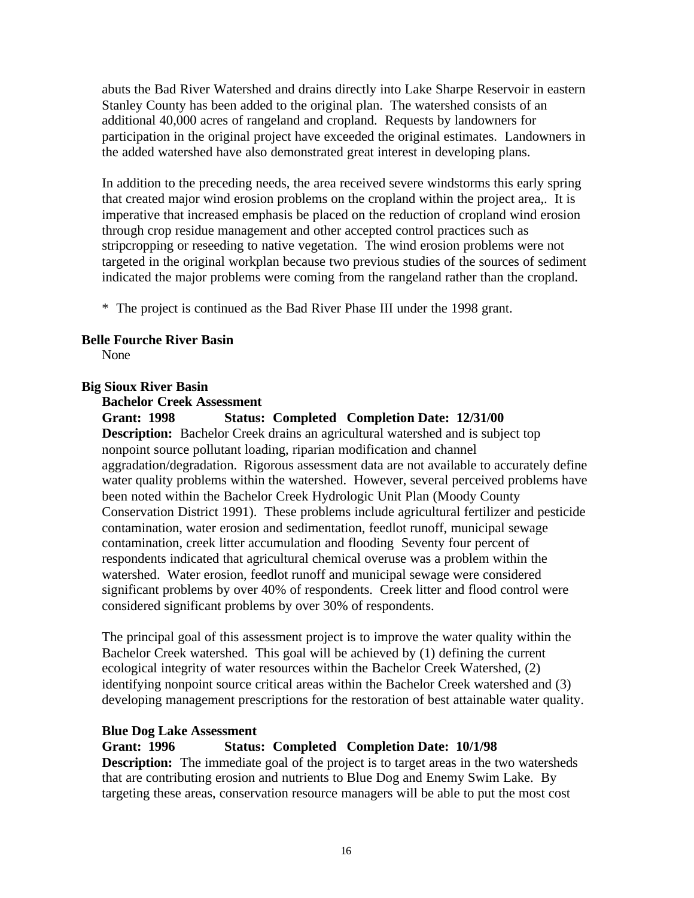abuts the Bad River Watershed and drains directly into Lake Sharpe Reservoir in eastern Stanley County has been added to the original plan. The watershed consists of an additional 40,000 acres of rangeland and cropland. Requests by landowners for participation in the original project have exceeded the original estimates. Landowners in the added watershed have also demonstrated great interest in developing plans.

In addition to the preceding needs, the area received severe windstorms this early spring that created major wind erosion problems on the cropland within the project area,. It is imperative that increased emphasis be placed on the reduction of cropland wind erosion through crop residue management and other accepted control practices such as stripcropping or reseeding to native vegetation. The wind erosion problems were not targeted in the original workplan because two previous studies of the sources of sediment indicated the major problems were coming from the rangeland rather than the cropland.

\* The project is continued as the Bad River Phase III under the 1998 grant.

**Belle Fourche River Basin**

None

**Big Sioux River Basin**

**Bachelor Creek Assessment**

**Grant: 1998 Status: Completed Completion Date: 12/31/00**

**Description:** Bachelor Creek drains an agricultural watershed and is subject top nonpoint source pollutant loading, riparian modification and channel aggradation/degradation. Rigorous assessment data are not available to accurately define water quality problems within the watershed. However, several perceived problems have been noted within the Bachelor Creek Hydrologic Unit Plan (Moody County Conservation District 1991). These problems include agricultural fertilizer and pesticide contamination, water erosion and sedimentation, feedlot runoff, municipal sewage contamination, creek litter accumulation and flooding Seventy four percent of respondents indicated that agricultural chemical overuse was a problem within the watershed. Water erosion, feedlot runoff and municipal sewage were considered significant problems by over 40% of respondents. Creek litter and flood control were considered significant problems by over 30% of respondents.

The principal goal of this assessment project is to improve the water quality within the Bachelor Creek watershed. This goal will be achieved by (1) defining the current ecological integrity of water resources within the Bachelor Creek Watershed, (2) identifying nonpoint source critical areas within the Bachelor Creek watershed and (3) developing management prescriptions for the restoration of best attainable water quality.

**Blue Dog Lake Assessment**

**Grant: 1996 Status: Completed Completion Date: 10/1/98**

**Description:** The immediate goal of the project is to target areas in the two watersheds that are contributing erosion and nutrients to Blue Dog and Enemy Swim Lake. By targeting these areas, conservation resource managers will be able to put the most cost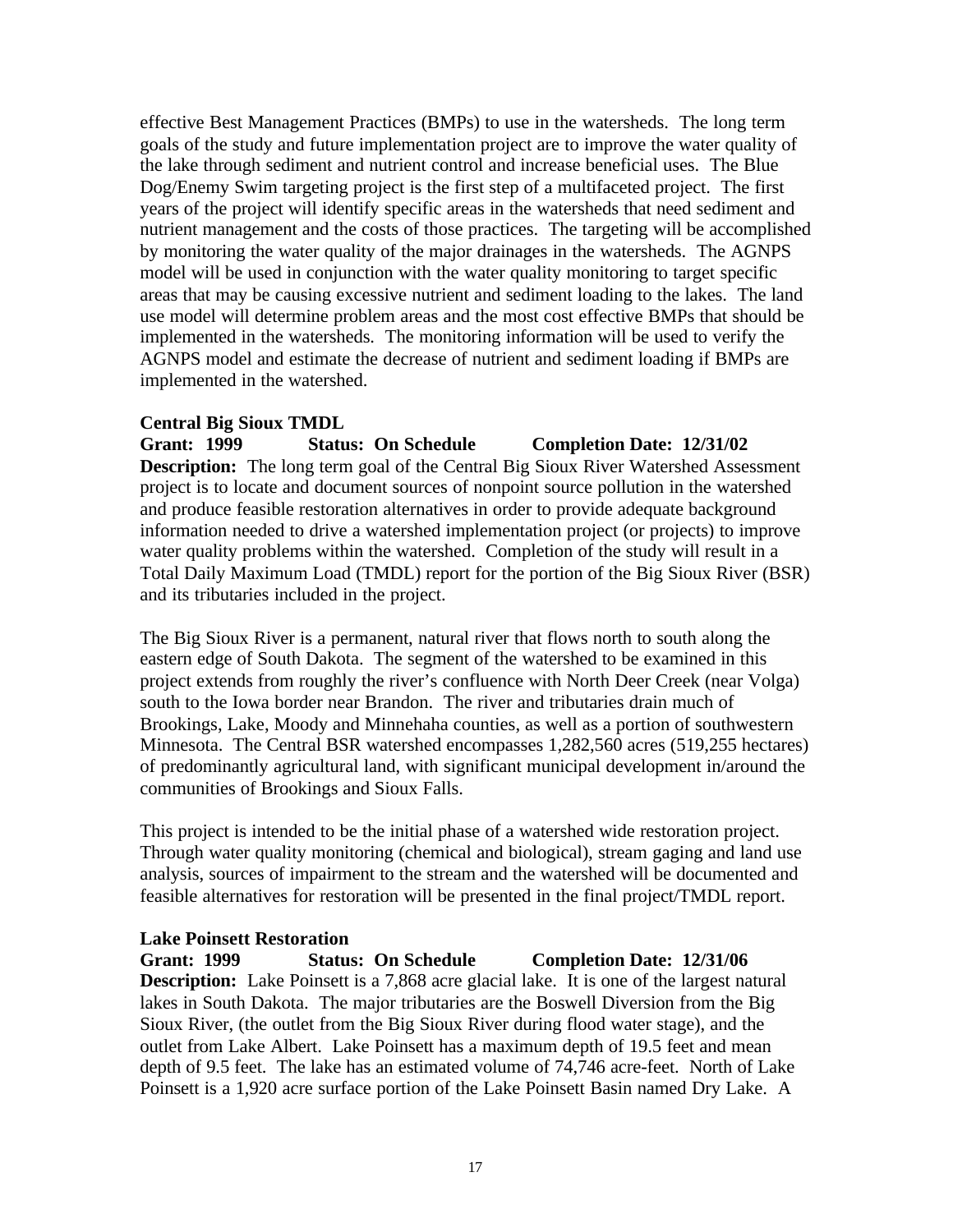effective Best Management Practices (BMPs) to use in the watersheds. The long term goals of the study and future implementation project are to improve the water quality of the lake through sediment and nutrient control and increase beneficial uses. The Blue Dog/Enemy Swim targeting project is the first step of a multifaceted project. The first years of the project will identify specific areas in the watersheds that need sediment and nutrient management and the costs of those practices. The targeting will be accomplished by monitoring the water quality of the major drainages in the watersheds. The AGNPS model will be used in conjunction with the water quality monitoring to target specific areas that may be causing excessive nutrient and sediment loading to the lakes. The land use model will determine problem areas and the most cost effective BMPs that should be implemented in the watersheds. The monitoring information will be used to verify the AGNPS model and estimate the decrease of nutrient and sediment loading if BMPs are implemented in the watershed.

**Central Big Sioux TMDL**

**Grant: 1999 Status: On Schedule Completion Date: 12/31/02**

**Description:** The long term goal of the Central Big Sioux River Watershed Assessment project is to locate and document sources of nonpoint source pollution in the watershed and produce feasible restoration alternatives in order to provide adequate background information needed to drive a watershed implementation project (or projects) to improve water quality problems within the watershed. Completion of the study will result in a Total Daily Maximum Load (TMDL) report for the portion of the Big Sioux River (BSR) and its tributaries included in the project.

The Big Sioux River is a permanent, natural river that flows north to south along the eastern edge of South Dakota. The segment of the watershed to be examined in this project extends from roughly the river's confluence with North Deer Creek (near Volga) south to the Iowa border near Brandon. The river and tributaries drain much of Brookings, Lake, Moody and Minnehaha counties, as well as a portion of southwestern Minnesota. The Central BSR watershed encompasses 1,282,560 acres (519,255 hectares) of predominantly agricultural land, with significant municipal development in/around the communities of Brookings and Sioux Falls.

This project is intended to be the initial phase of a watershed wide restoration project. Through water quality monitoring (chemical and biological), stream gaging and land use analysis, sources of impairment to the stream and the watershed will be documented and feasible alternatives for restoration will be presented in the final project/TMDL report.

**Lake Poinsett Restoration**

**Grant: 1999 Status: On Schedule Completion Date: 12/31/06**

**Description:** Lake Poinsett is a 7,868 acre glacial lake. It is one of the largest natural lakes in South Dakota. The major tributaries are the Boswell Diversion from the Big Sioux River, (the outlet from the Big Sioux River during flood water stage), and the outlet from Lake Albert. Lake Poinsett has a maximum depth of 19.5 feet and mean depth of 9.5 feet. The lake has an estimated volume of 74,746 acre-feet. North of Lake Poinsett is a 1,920 acre surface portion of the Lake Poinsett Basin named Dry Lake. A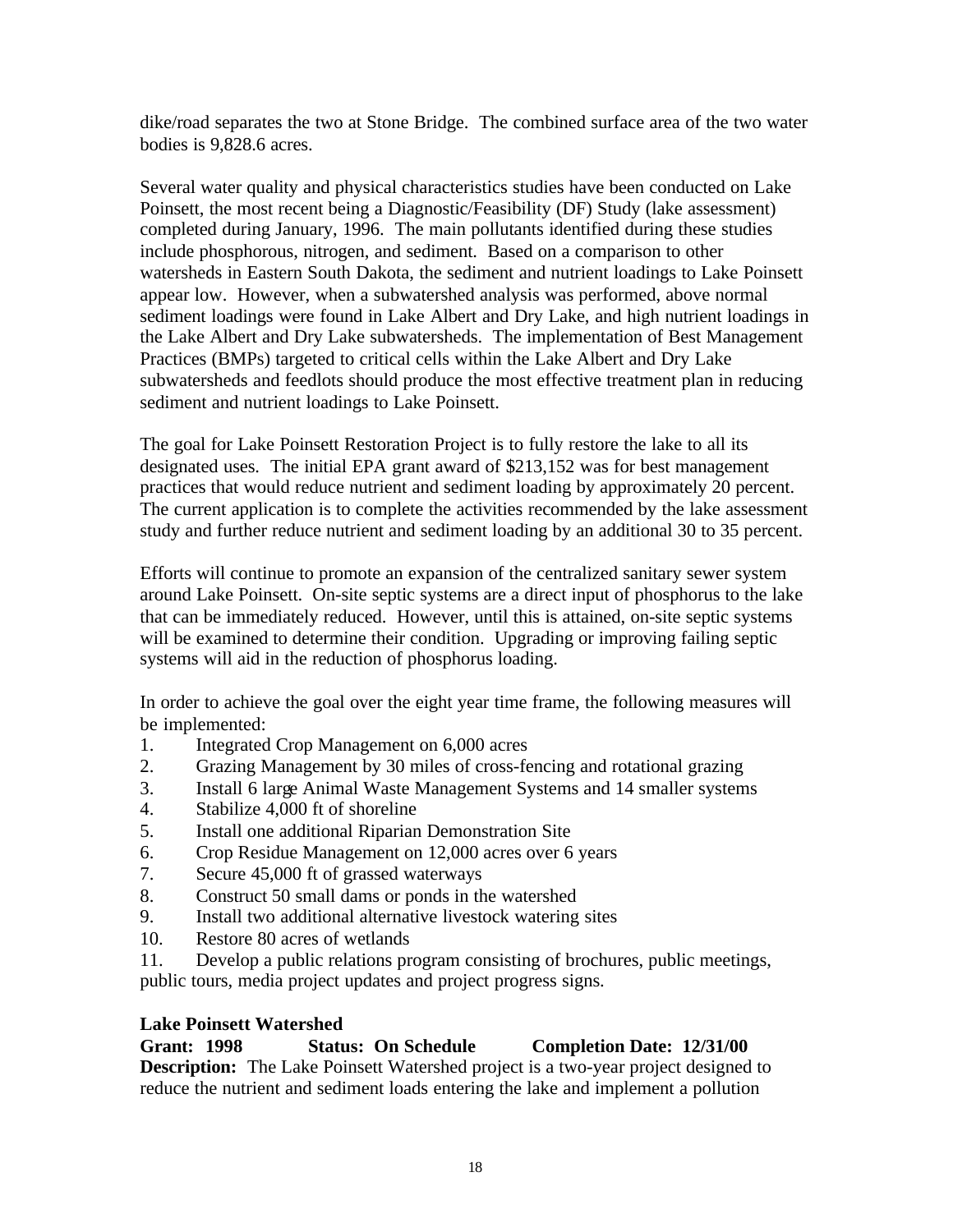dike/road separates the two at Stone Bridge. The combined surface area of the two water bodies is 9,828.6 acres.

Several water quality and physical characteristics studies have been conducted on Lake Poinsett, the most recent being a Diagnostic/Feasibility (DF) Study (lake assessment) completed during January, 1996. The main pollutants identified during these studies include phosphorous, nitrogen, and sediment. Based on a comparison to other watersheds in Eastern South Dakota, the sediment and nutrient loadings to Lake Poinsett appear low. However, when a subwatershed analysis was performed, above normal sediment loadings were found in Lake Albert and Dry Lake, and high nutrient loadings in the Lake Albert and Dry Lake subwatersheds. The implementation of Best Management Practices (BMPs) targeted to critical cells within the Lake Albert and Dry Lake subwatersheds and feedlots should produce the most effective treatment plan in reducing sediment and nutrient loadings to Lake Poinsett.

The goal for Lake Poinsett Restoration Project is to fully restore the lake to all its designated uses. The initial EPA grant award of $213,152 was for best management practices that would reduce nutrient and sediment loading by approximately 20 percent. The current application is to complete the activities recommended by the lake assessment study and further reduce nutrient and sediment loading by an additional 30 to 35 percent.

Efforts will continue to promote an expansion of the centralized sanitary sewer system around Lake Poinsett. On-site septic systems are a direct input of phosphorus to the lake that can be immediately reduced. However, until this is attained, on-site septic systems will be examined to determine their condition. Upgrading or improving failing septic systems will aid in the reduction of phosphorus loading.

In order to achieve the goal over the eight year time frame, the following measures will be implemented:

1. Integrated Crop Management on 6,000 acres
2. Grazing Management by 30 miles of cross-fencing and rotational grazing
3. Install 6 large Animal Waste Management Systems and 14 smaller systems
4. Stabilize 4,000 ft of shoreline
5. Install one additional Riparian Demonstration Site
6. Crop Residue Management on 12,000 acres over 6 years
7. Secure 45,000 ft of grassed waterways
8. Construct 50 small dams or ponds in the watershed
9. Install two additional alternative livestock watering sites
10. Restore 80 acres of wetlands
11. Develop a public relations program consisting of brochures, public meetings, public tours, media project updates and project progress signs.

**Lake Poinsett Watershed**

**Grant: 1998 Status: On Schedule Completion Date: 12/31/00**

**Description:** The Lake Poinsett Watershed project is a two-year project designed to reduce the nutrient and sediment loads entering the lake and implement a pollution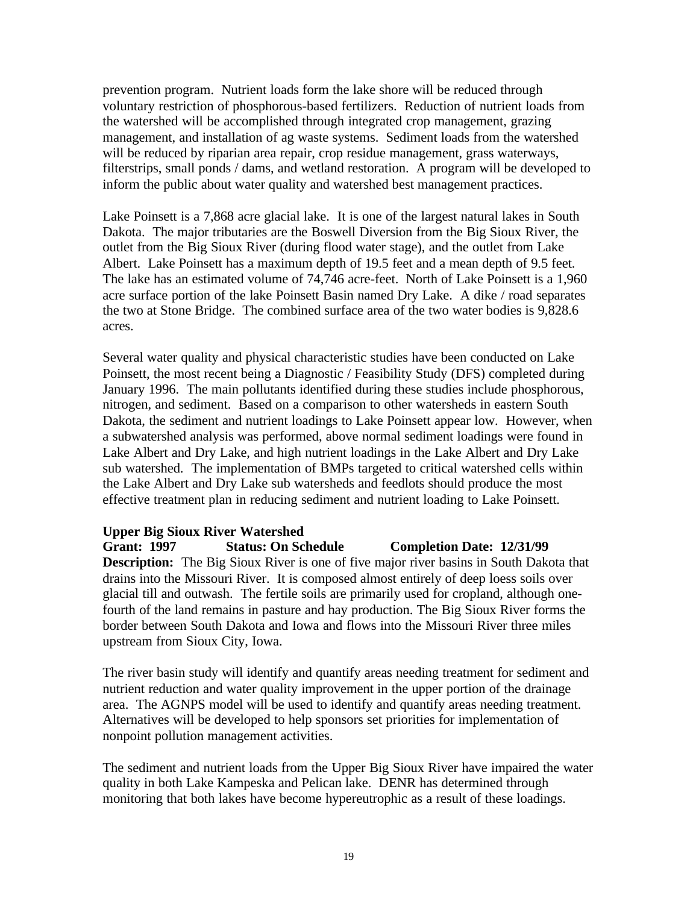prevention program. Nutrient loads form the lake shore will be reduced through voluntary restriction of phosphorous-based fertilizers. Reduction of nutrient loads from the watershed will be accomplished through integrated crop management, grazing management, and installation of ag waste systems. Sediment loads from the watershed will be reduced by riparian area repair, crop residue management, grass waterways, filterstrips, small ponds / dams, and wetland restoration. A program will be developed to inform the public about water quality and watershed best management practices.

Lake Poinsett is a 7,868 acre glacial lake. It is one of the largest natural lakes in South Dakota. The major tributaries are the Boswell Diversion from the Big Sioux River, the outlet from the Big Sioux River (during flood water stage), and the outlet from Lake Albert. Lake Poinsett has a maximum depth of 19.5 feet and a mean depth of 9.5 feet. The lake has an estimated volume of 74,746 acre-feet. North of Lake Poinsett is a 1,960 acre surface portion of the lake Poinsett Basin named Dry Lake. A dike / road separates the two at Stone Bridge. The combined surface area of the two water bodies is 9,828.6 acres.

Several water quality and physical characteristic studies have been conducted on Lake Poinsett, the most recent being a Diagnostic / Feasibility Study (DFS) completed during January 1996. The main pollutants identified during these studies include phosphorous, nitrogen, and sediment. Based on a comparison to other watersheds in eastern South Dakota, the sediment and nutrient loadings to Lake Poinsett appear low. However, when a subwatershed analysis was performed, above normal sediment loadings were found in Lake Albert and Dry Lake, and high nutrient loadings in the Lake Albert and Dry Lake sub watershed. The implementation of BMPs targeted to critical watershed cells within the Lake Albert and Dry Lake sub watersheds and feedlots should produce the most effective treatment plan in reducing sediment and nutrient loading to Lake Poinsett.

**Upper Big Sioux River Watershed**

**Grant: 1997 Status: On Schedule Completion Date: 12/31/99**

**Description:** The Big Sioux River is one of five major river basins in South Dakota that drains into the Missouri River. It is composed almost entirely of deep loess soils over glacial till and outwash. The fertile soils are primarily used for cropland, although one-fourth of the land remains in pasture and hay production. The Big Sioux River forms the border between South Dakota and Iowa and flows into the Missouri River three miles upstream from Sioux City, Iowa.

The river basin study will identify and quantify areas needing treatment for sediment and nutrient reduction and water quality improvement in the upper portion of the drainage area. The AGNPS model will be used to identify and quantify areas needing treatment. Alternatives will be developed to help sponsors set priorities for implementation of nonpoint pollution management activities.

The sediment and nutrient loads from the Upper Big Sioux River have impaired the water quality in both Lake Kampeska and Pelican lake. DENR has determined through monitoring that both lakes have become hypereutrophic as a result of these loadings.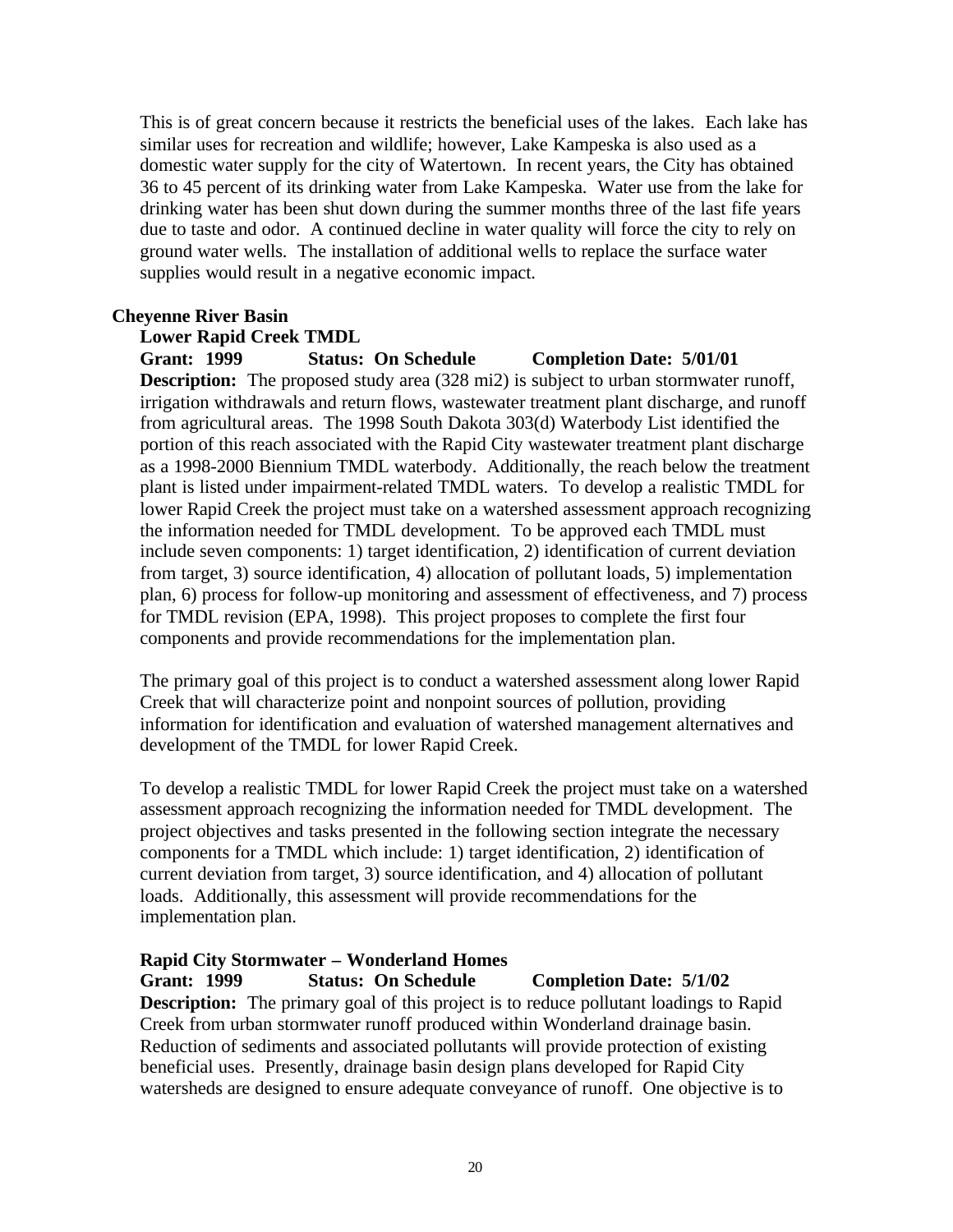This is of great concern because it restricts the beneficial uses of the lakes. Each lake has similar uses for recreation and wildlife; however, Lake Kampeska is also used as a domestic water supply for the city of Watertown. In recent years, the City has obtained 36 to 45 percent of its drinking water from Lake Kampeska. Water use from the lake for drinking water has been shut down during the summer months three of the last fife years due to taste and odor. A continued decline in water quality will force the city to rely on ground water wells. The installation of additional wells to replace the surface water supplies would result in a negative economic impact.

**Cheyenne River Basin**

**Lower Rapid Creek TMDL**

**Grant: 1999 Status: On Schedule Completion Date: 5/01/01**

**Description:** The proposed study area (328 mi2) is subject to urban stormwater runoff, irrigation withdrawals and return flows, wastewater treatment plant discharge, and runoff from agricultural areas. The 1998 South Dakota 303(d) Waterbody List identified the portion of this reach associated with the Rapid City wastewater treatment plant discharge as a 1998-2000 Biennium TMDL waterbody. Additionally, the reach below the treatment plant is listed under impairment-related TMDL waters. To develop a realistic TMDL for lower Rapid Creek the project must take on a watershed assessment approach recognizing the information needed for TMDL development. To be approved each TMDL must include seven components: 1) target identification, 2) identification of current deviation from target, 3) source identification, 4) allocation of pollutant loads, 5) implementation plan, 6) process for follow-up monitoring and assessment of effectiveness, and 7) process for TMDL revision (EPA, 1998). This project proposes to complete the first four components and provide recommendations for the implementation plan.

The primary goal of this project is to conduct a watershed assessment along lower Rapid Creek that will characterize point and nonpoint sources of pollution, providing information for identification and evaluation of watershed management alternatives and development of the TMDL for lower Rapid Creek.

To develop a realistic TMDL for lower Rapid Creek the project must take on a watershed assessment approach recognizing the information needed for TMDL development. The project objectives and tasks presented in the following section integrate the necessary components for a TMDL which include: 1) target identification, 2) identification of current deviation from target, 3) source identification, and 4) allocation of pollutant loads. Additionally, this assessment will provide recommendations for the implementation plan.

**Rapid City Stormwater – Wonderland Homes**

**Grant: 1999 Status: On Schedule Completion Date: 5/1/02**

**Description:** The primary goal of this project is to reduce pollutant loadings to Rapid Creek from urban stormwater runoff produced within Wonderland drainage basin. Reduction of sediments and associated pollutants will provide protection of existing beneficial uses. Presently, drainage basin design plans developed for Rapid City watersheds are designed to ensure adequate conveyance of runoff. One objective is to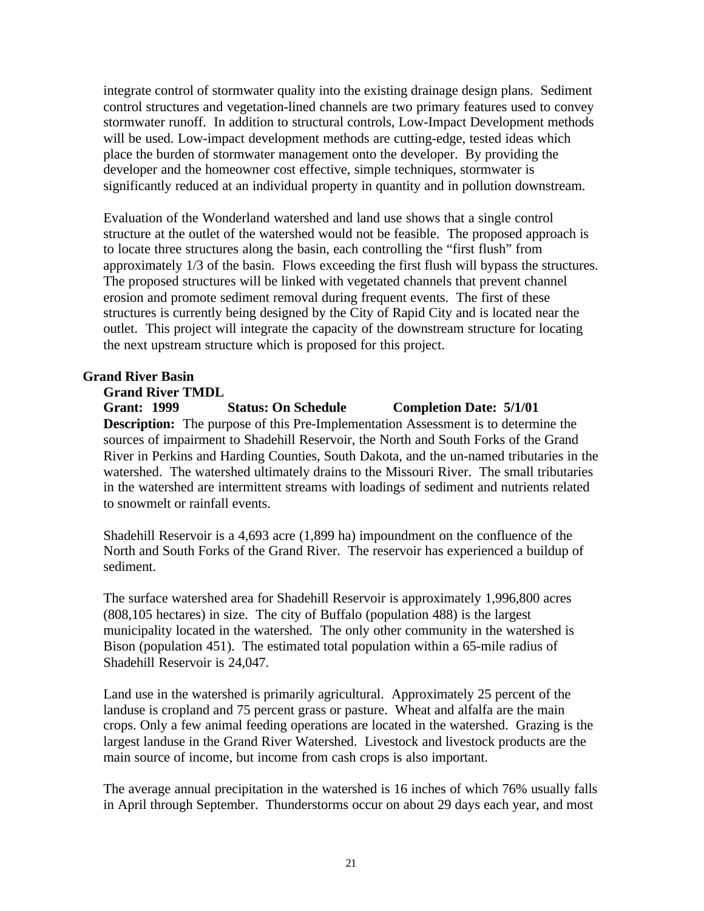integrate control of stormwater quality into the existing drainage design plans. Sediment control structures and vegetation-lined channels are two primary features used to convey stormwater runoff. In addition to structural controls, Low-Impact Development methods will be used. Low-impact development methods are cutting-edge, tested ideas which place the burden of stormwater management onto the developer. By providing the developer and the homeowner cost effective, simple techniques, stormwater is significantly reduced at an individual property in quantity and in pollution downstream.

Evaluation of the Wonderland watershed and land use shows that a single control structure at the outlet of the watershed would not be feasible. The proposed approach is to locate three structures along the basin, each controlling the "first flush" from approximately 1/3 of the basin. Flows exceeding the first flush will bypass the structures. The proposed structures will be linked with vegetated channels that prevent channel erosion and promote sediment removal during frequent events. The first of these structures is currently being designed by the City of Rapid City and is located near the outlet. This project will integrate the capacity of the downstream structure for locating the next upstream structure which is proposed for this project.

## Grand River Basin

### Grand River TMDL

**Grant: 1999 Status: On Schedule Completion Date: 5/1/01**

**Description:** The purpose of this Pre-Implementation Assessment is to determine the sources of impairment to Shadehill Reservoir, the North and South Forks of the Grand River in Perkins and Harding Counties, South Dakota, and the un-named tributaries in the watershed. The watershed ultimately drains to the Missouri River. The small tributaries in the watershed are intermittent streams with loadings of sediment and nutrients related to snowmelt or rainfall events.

Shadehill Reservoir is a 4,693 acre (1,899 ha) impoundment on the confluence of the North and South Forks of the Grand River. The reservoir has experienced a buildup of sediment.

The surface watershed area for Shadehill Reservoir is approximately 1,996,800 acres (808,105 hectares) in size. The city of Buffalo (population 488) is the largest municipality located in the watershed. The only other community in the watershed is Bison (population 451). The estimated total population within a 65-mile radius of Shadehill Reservoir is 24,047.

Land use in the watershed is primarily agricultural. Approximately 25 percent of the landuse is cropland and 75 percent grass or pasture. Wheat and alfalfa are the main crops. Only a few animal feeding operations are located in the watershed. Grazing is the largest landuse in the Grand River Watershed. Livestock and livestock products are the main source of income, but income from cash crops is also important.

The average annual precipitation in the watershed is 16 inches of which 76% usually falls in April through September. Thunderstorms occur on about 29 days each year, and most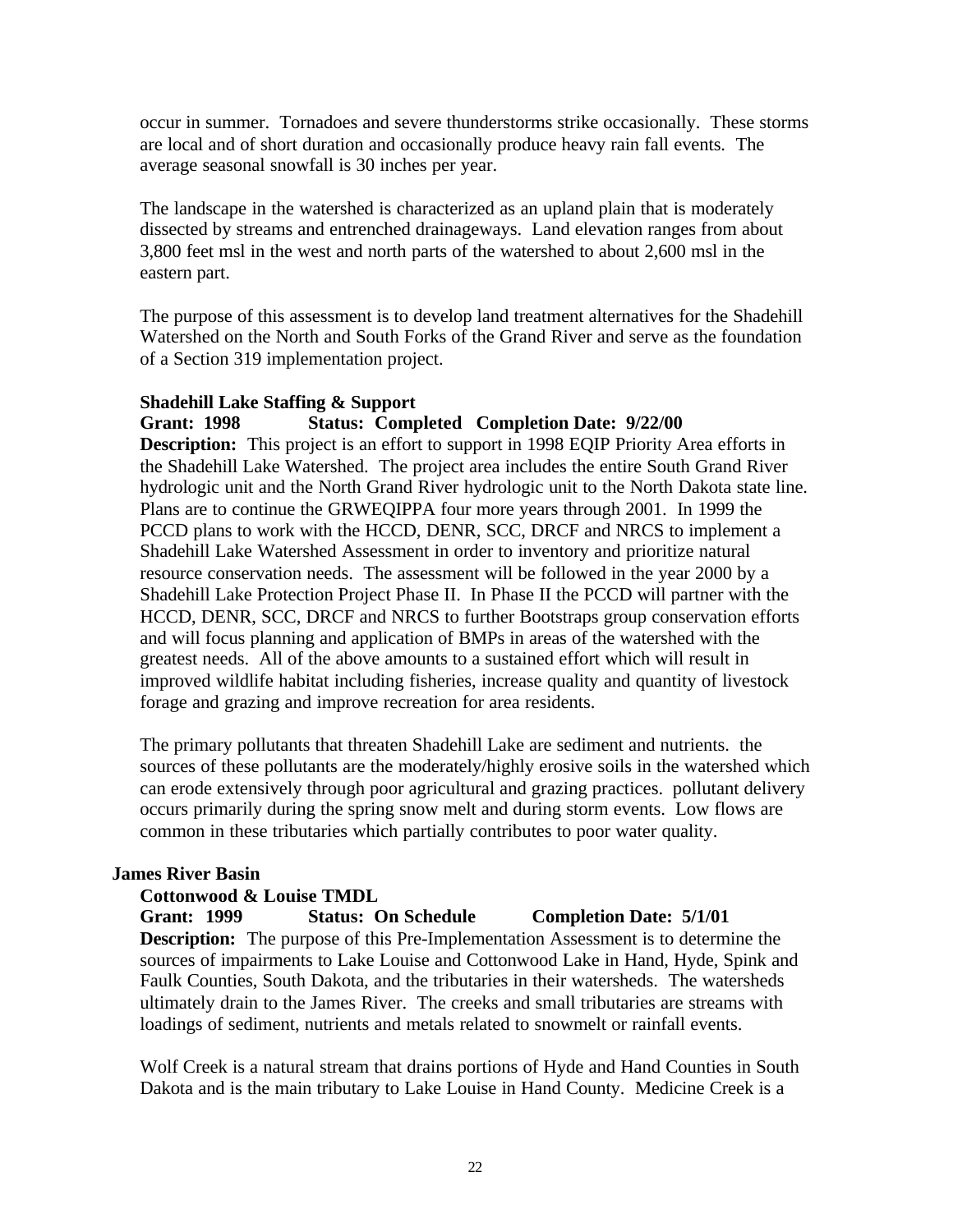occur in summer. Tornadoes and severe thunderstorms strike occasionally. These storms are local and of short duration and occasionally produce heavy rain fall events. The average seasonal snowfall is 30 inches per year.

The landscape in the watershed is characterized as an upland plain that is moderately dissected by streams and entrenched drainageways. Land elevation ranges from about 3,800 feet msl in the west and north parts of the watershed to about 2,600 msl in the eastern part.

The purpose of this assessment is to develop land treatment alternatives for the Shadehill Watershed on the North and South Forks of the Grand River and serve as the foundation of a Section 319 implementation project.

**Shadehill Lake Staffing & Support**
**Grant: 1998 Status: Completed Completion Date: 9/22/00**
**Description:** This project is an effort to support in 1998 EQIP Priority Area efforts in the Shadehill Lake Watershed. The project area includes the entire South Grand River hydrologic unit and the North Grand River hydrologic unit to the North Dakota state line. Plans are to continue the GRWEQIPPA four more years through 2001. In 1999 the PCCD plans to work with the HCCD, DENR, SCC, DRCF and NRCS to implement a Shadehill Lake Watershed Assessment in order to inventory and prioritize natural resource conservation needs. The assessment will be followed in the year 2000 by a Shadehill Lake Protection Project Phase II. In Phase II the PCCD will partner with the HCCD, DENR, SCC, DRCF and NRCS to further Bootstraps group conservation efforts and will focus planning and application of BMPs in areas of the watershed with the greatest needs. All of the above amounts to a sustained effort which will result in improved wildlife habitat including fisheries, increase quality and quantity of livestock forage and grazing and improve recreation for area residents.

The primary pollutants that threaten Shadehill Lake are sediment and nutrients. the sources of these pollutants are the moderately/highly erosive soils in the watershed which can erode extensively through poor agricultural and grazing practices. pollutant delivery occurs primarily during the spring snow melt and during storm events. Low flows are common in these tributaries which partially contributes to poor water quality.

**James River Basin**

**Cottonwood & Louise TMDL**
**Grant: 1999 Status: On Schedule Completion Date: 5/1/01**
**Description:** The purpose of this Pre-Implementation Assessment is to determine the sources of impairments to Lake Louise and Cottonwood Lake in Hand, Hyde, Spink and Faulk Counties, South Dakota, and the tributaries in their watersheds. The watersheds ultimately drain to the James River. The creeks and small tributaries are streams with loadings of sediment, nutrients and metals related to snowmelt or rainfall events.

Wolf Creek is a natural stream that drains portions of Hyde and Hand Counties in South Dakota and is the main tributary to Lake Louise in Hand County. Medicine Creek is a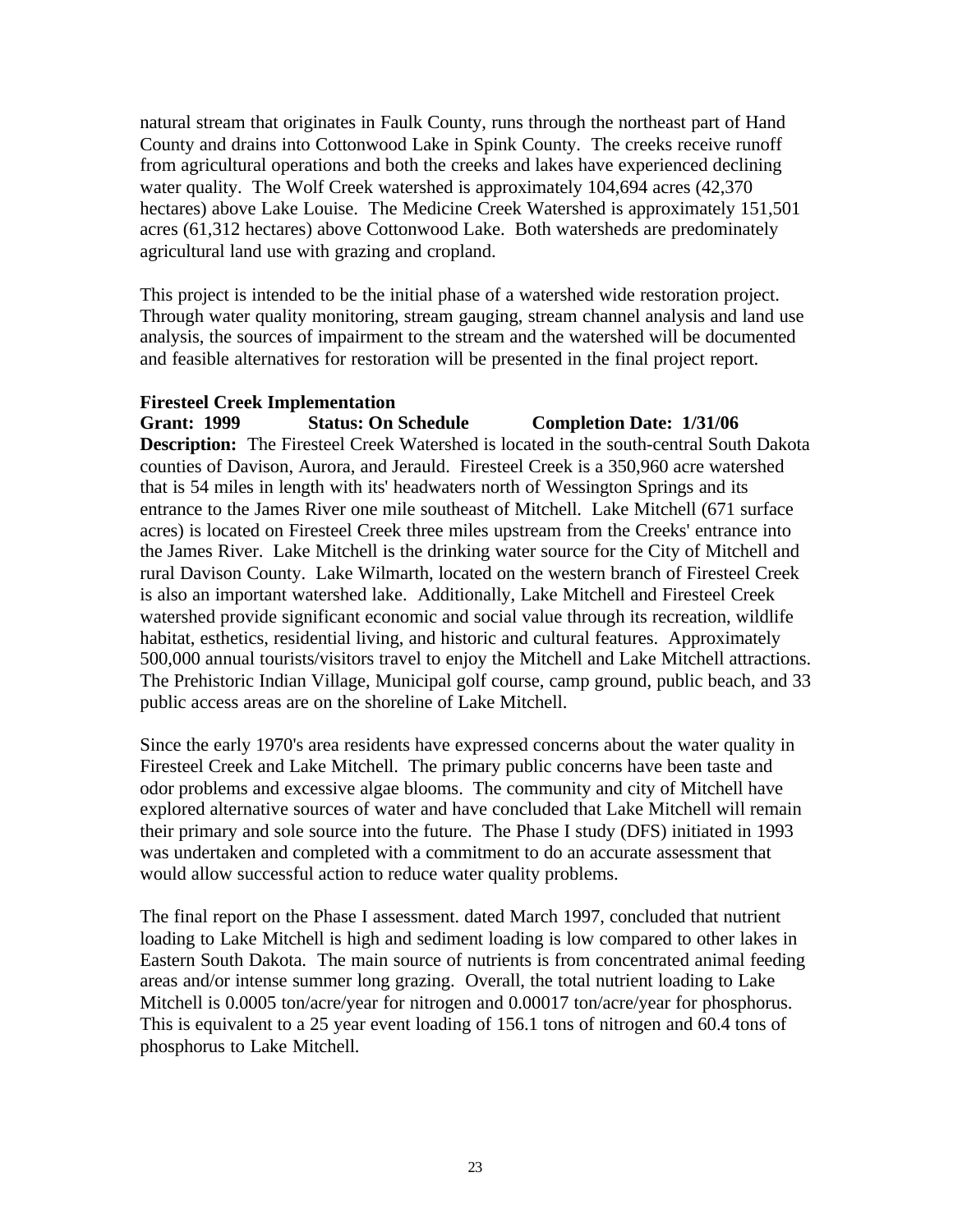natural stream that originates in Faulk County, runs through the northeast part of Hand County and drains into Cottonwood Lake in Spink County. The creeks receive runoff from agricultural operations and both the creeks and lakes have experienced declining water quality. The Wolf Creek watershed is approximately 104,694 acres (42,370 hectares) above Lake Louise. The Medicine Creek Watershed is approximately 151,501 acres (61,312 hectares) above Cottonwood Lake. Both watersheds are predominately agricultural land use with grazing and cropland.

This project is intended to be the initial phase of a watershed wide restoration project. Through water quality monitoring, stream gauging, stream channel analysis and land use analysis, the sources of impairment to the stream and the watershed will be documented and feasible alternatives for restoration will be presented in the final project report.

**Firesteel Creek Implementation**
**Grant: 1999 Status: On Schedule Completion Date: 1/31/06**
**Description:** The Firesteel Creek Watershed is located in the south-central South Dakota counties of Davison, Aurora, and Jerauld. Firesteel Creek is a 350,960 acre watershed that is 54 miles in length with its' headwaters north of Wessington Springs and its entrance to the James River one mile southeast of Mitchell. Lake Mitchell (671 surface acres) is located on Firesteel Creek three miles upstream from the Creeks' entrance into the James River. Lake Mitchell is the drinking water source for the City of Mitchell and rural Davison County. Lake Wilmarth, located on the western branch of Firesteel Creek is also an important watershed lake. Additionally, Lake Mitchell and Firesteel Creek watershed provide significant economic and social value through its recreation, wildlife habitat, esthetics, residential living, and historic and cultural features. Approximately 500,000 annual tourists/visitors travel to enjoy the Mitchell and Lake Mitchell attractions. The Prehistoric Indian Village, Municipal golf course, camp ground, public beach, and 33 public access areas are on the shoreline of Lake Mitchell.

Since the early 1970's area residents have expressed concerns about the water quality in Firesteel Creek and Lake Mitchell. The primary public concerns have been taste and odor problems and excessive algae blooms. The community and city of Mitchell have explored alternative sources of water and have concluded that Lake Mitchell will remain their primary and sole source into the future. The Phase I study (DFS) initiated in 1993 was undertaken and completed with a commitment to do an accurate assessment that would allow successful action to reduce water quality problems.

The final report on the Phase I assessment. dated March 1997, concluded that nutrient loading to Lake Mitchell is high and sediment loading is low compared to other lakes in Eastern South Dakota. The main source of nutrients is from concentrated animal feeding areas and/or intense summer long grazing. Overall, the total nutrient loading to Lake Mitchell is 0.0005 ton/acre/year for nitrogen and 0.00017 ton/acre/year for phosphorus. This is equivalent to a 25 year event loading of 156.1 tons of nitrogen and 60.4 tons of phosphorus to Lake Mitchell.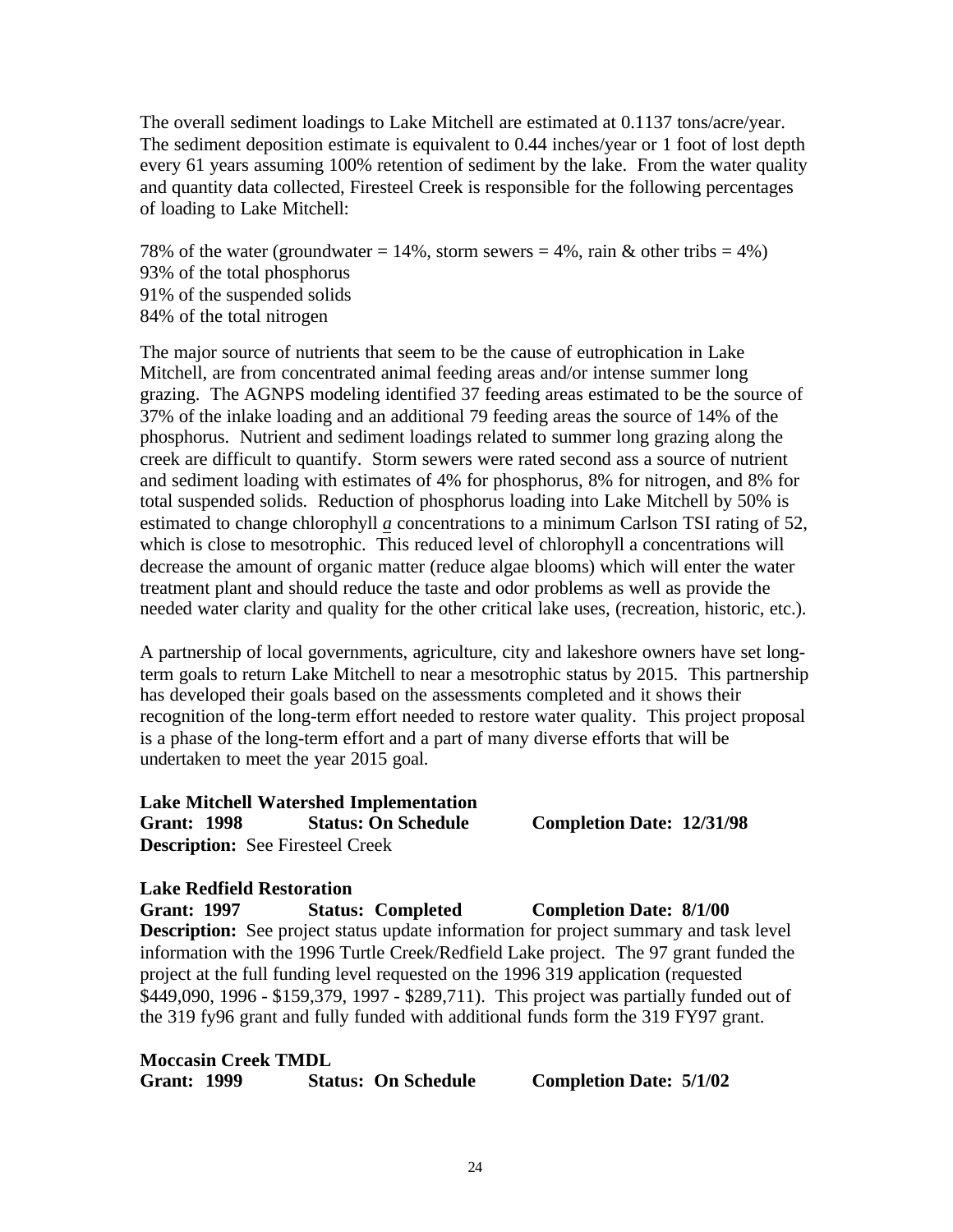The overall sediment loadings to Lake Mitchell are estimated at 0.1137 tons/acre/year. The sediment deposition estimate is equivalent to 0.44 inches/year or 1 foot of lost depth every 61 years assuming 100% retention of sediment by the lake. From the water quality and quantity data collected, Firesteel Creek is responsible for the following percentages of loading to Lake Mitchell:

78% of the water (groundwater = 14%, storm sewers = 4%, rain & other tribs = 4%)
93% of the total phosphorus
91% of the suspended solids
84% of the total nitrogen

The major source of nutrients that seem to be the cause of eutrophication in Lake Mitchell, are from concentrated animal feeding areas and/or intense summer long grazing. The AGNPS modeling identified 37 feeding areas estimated to be the source of 37% of the inlake loading and an additional 79 feeding areas the source of 14% of the phosphorus. Nutrient and sediment loadings related to summer long grazing along the creek are difficult to quantify. Storm sewers were rated second ass a source of nutrient and sediment loading with estimates of 4% for phosphorus, 8% for nitrogen, and 8% for total suspended solids. Reduction of phosphorus loading into Lake Mitchell by 50% is estimated to change chlorophyll *a* concentrations to a minimum Carlson TSI rating of 52, which is close to mesotrophic. This reduced level of chlorophyll a concentrations will decrease the amount of organic matter (reduce algae blooms) which will enter the water treatment plant and should reduce the taste and odor problems as well as provide the needed water clarity and quality for the other critical lake uses, (recreation, historic, etc.).

A partnership of local governments, agriculture, city and lakeshore owners have set long-term goals to return Lake Mitchell to near a mesotrophic status by 2015. This partnership has developed their goals based on the assessments completed and it shows their recognition of the long-term effort needed to restore water quality. This project proposal is a phase of the long-term effort and a part of many diverse efforts that will be undertaken to meet the year 2015 goal.

**Lake Mitchell Watershed Implementation**
**Grant: 1998** **Status: On Schedule** **Completion Date: 12/31/98**
**Description:** See Firesteel Creek

**Lake Redfield Restoration**
**Grant: 1997** **Status: Completed** **Completion Date: 8/1/00**
**Description:** See project status update information for project summary and task level information with the 1996 Turtle Creek/Redfield Lake project. The 97 grant funded the project at the full funding level requested on the 1996 319 application (requested $449,090, 1996 - $159,379, 1997 - $289,711). This project was partially funded out of the 319 fy96 grant and fully funded with additional funds form the 319 FY97 grant.

**Moccasin Creek TMDL**
**Grant: 1999** **Status: On Schedule** **Completion Date: 5/1/02**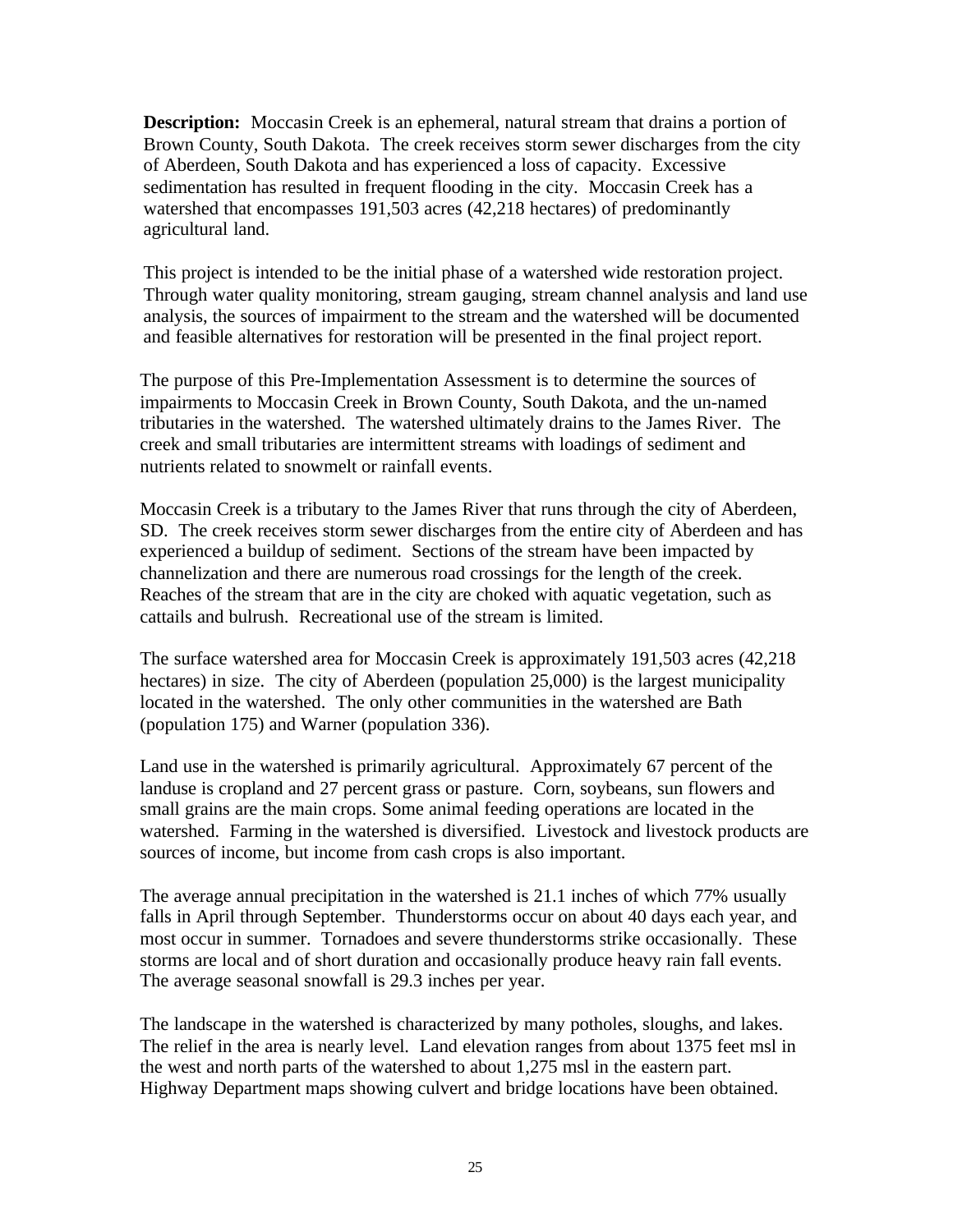**Description:** Moccasin Creek is an ephemeral, natural stream that drains a portion of Brown County, South Dakota. The creek receives storm sewer discharges from the city of Aberdeen, South Dakota and has experienced a loss of capacity. Excessive sedimentation has resulted in frequent flooding in the city. Moccasin Creek has a watershed that encompasses 191,503 acres (42,218 hectares) of predominantly agricultural land.

This project is intended to be the initial phase of a watershed wide restoration project. Through water quality monitoring, stream gauging, stream channel analysis and land use analysis, the sources of impairment to the stream and the watershed will be documented and feasible alternatives for restoration will be presented in the final project report.

The purpose of this Pre-Implementation Assessment is to determine the sources of impairments to Moccasin Creek in Brown County, South Dakota, and the un-named tributaries in the watershed. The watershed ultimately drains to the James River. The creek and small tributaries are intermittent streams with loadings of sediment and nutrients related to snowmelt or rainfall events.

Moccasin Creek is a tributary to the James River that runs through the city of Aberdeen, SD. The creek receives storm sewer discharges from the entire city of Aberdeen and has experienced a buildup of sediment. Sections of the stream have been impacted by channelization and there are numerous road crossings for the length of the creek. Reaches of the stream that are in the city are choked with aquatic vegetation, such as cattails and bulrush. Recreational use of the stream is limited.

The surface watershed area for Moccasin Creek is approximately 191,503 acres (42,218 hectares) in size. The city of Aberdeen (population 25,000) is the largest municipality located in the watershed. The only other communities in the watershed are Bath (population 175) and Warner (population 336).

Land use in the watershed is primarily agricultural. Approximately 67 percent of the landuse is cropland and 27 percent grass or pasture. Corn, soybeans, sun flowers and small grains are the main crops. Some animal feeding operations are located in the watershed. Farming in the watershed is diversified. Livestock and livestock products are sources of income, but income from cash crops is also important.

The average annual precipitation in the watershed is 21.1 inches of which 77% usually falls in April through September. Thunderstorms occur on about 40 days each year, and most occur in summer. Tornadoes and severe thunderstorms strike occasionally. These storms are local and of short duration and occasionally produce heavy rain fall events. The average seasonal snowfall is 29.3 inches per year.

The landscape in the watershed is characterized by many potholes, sloughs, and lakes. The relief in the area is nearly level. Land elevation ranges from about 1375 feet msl in the west and north parts of the watershed to about 1,275 msl in the eastern part. Highway Department maps showing culvert and bridge locations have been obtained.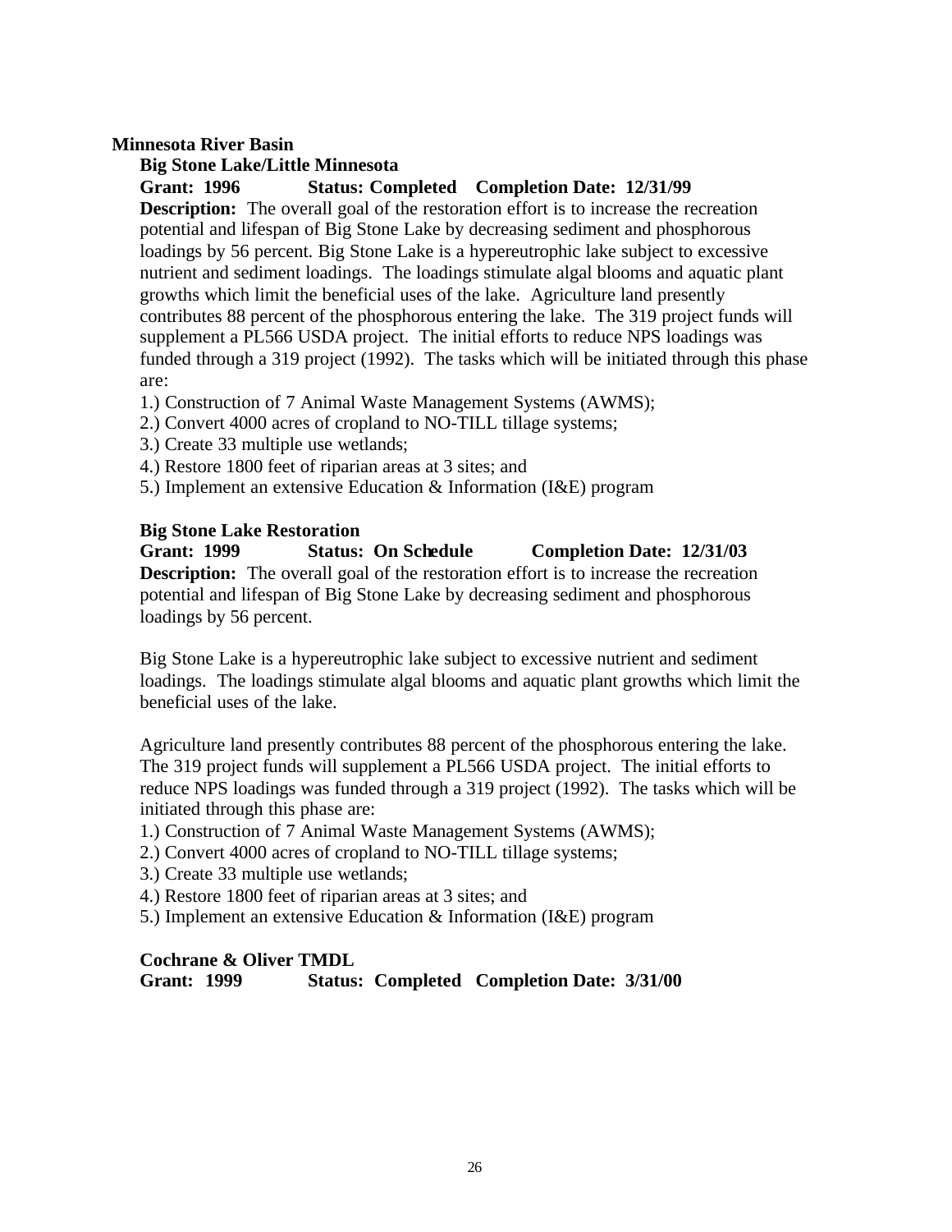## Minnesota River Basin

### Big Stone Lake/Little Minnesota

**Grant: 1996 Status: Completed Completion Date: 12/31/99**

**Description:** The overall goal of the restoration effort is to increase the recreation potential and lifespan of Big Stone Lake by decreasing sediment and phosphorous loadings by 56 percent. Big Stone Lake is a hypereutrophic lake subject to excessive nutrient and sediment loadings. The loadings stimulate algal blooms and aquatic plant growths which limit the beneficial uses of the lake. Agriculture land presently contributes 88 percent of the phosphorous entering the lake. The 319 project funds will supplement a PL566 USDA project. The initial efforts to reduce NPS loadings was funded through a 319 project (1992). The tasks which will be initiated through this phase are:

1.) Construction of 7 Animal Waste Management Systems (AWMS);
2.) Convert 4000 acres of cropland to NO-TILL tillage systems;
3.) Create 33 multiple use wetlands;
4.) Restore 1800 feet of riparian areas at 3 sites; and
5.) Implement an extensive Education & Information (I&E) program

### Big Stone Lake Restoration

**Grant: 1999 Status: On Schedule Completion Date: 12/31/03**

**Description:** The overall goal of the restoration effort is to increase the recreation potential and lifespan of Big Stone Lake by decreasing sediment and phosphorous loadings by 56 percent.

Big Stone Lake is a hypereutrophic lake subject to excessive nutrient and sediment loadings. The loadings stimulate algal blooms and aquatic plant growths which limit the beneficial uses of the lake.

Agriculture land presently contributes 88 percent of the phosphorous entering the lake. The 319 project funds will supplement a PL566 USDA project. The initial efforts to reduce NPS loadings was funded through a 319 project (1992). The tasks which will be initiated through this phase are:

1.) Construction of 7 Animal Waste Management Systems (AWMS);
2.) Convert 4000 acres of cropland to NO-TILL tillage systems;
3.) Create 33 multiple use wetlands;
4.) Restore 1800 feet of riparian areas at 3 sites; and
5.) Implement an extensive Education & Information (I&E) program

### Cochrane & Oliver TMDL

**Grant: 1999 Status: Completed Completion Date: 3/31/00**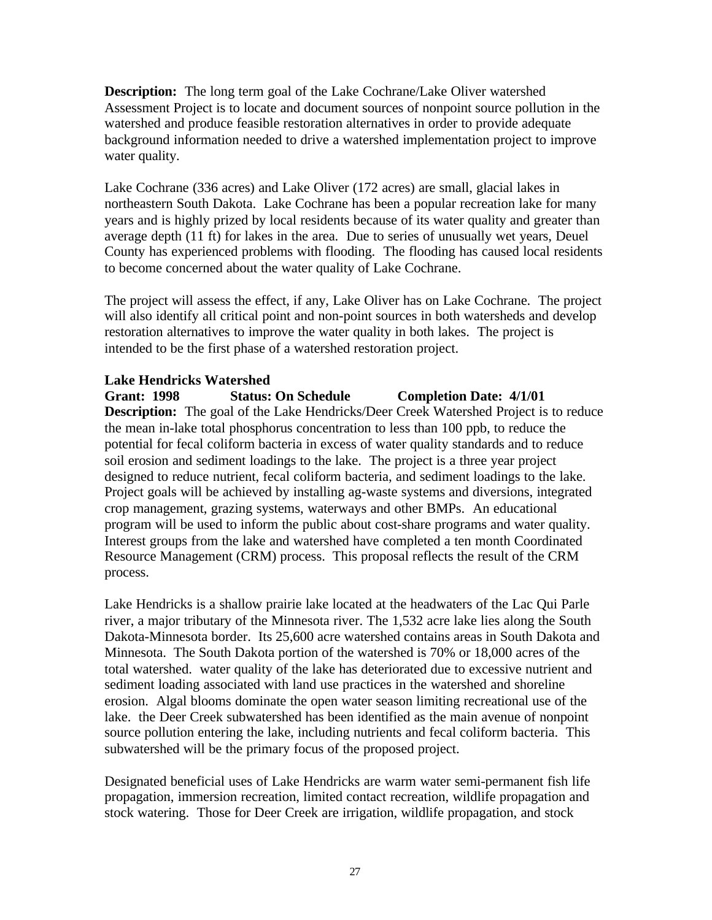**Description:** The long term goal of the Lake Cochrane/Lake Oliver watershed Assessment Project is to locate and document sources of nonpoint source pollution in the watershed and produce feasible restoration alternatives in order to provide adequate background information needed to drive a watershed implementation project to improve water quality.

Lake Cochrane (336 acres) and Lake Oliver (172 acres) are small, glacial lakes in northeastern South Dakota. Lake Cochrane has been a popular recreation lake for many years and is highly prized by local residents because of its water quality and greater than average depth (11 ft) for lakes in the area. Due to series of unusually wet years, Deuel County has experienced problems with flooding. The flooding has caused local residents to become concerned about the water quality of Lake Cochrane.

The project will assess the effect, if any, Lake Oliver has on Lake Cochrane. The project will also identify all critical point and non-point sources in both watersheds and develop restoration alternatives to improve the water quality in both lakes. The project is intended to be the first phase of a watershed restoration project.

**Lake Hendricks Watershed**
**Grant: 1998 Status: On Schedule Completion Date: 4/1/01**
**Description:** The goal of the Lake Hendricks/Deer Creek Watershed Project is to reduce the mean in-lake total phosphorus concentration to less than 100 ppb, to reduce the potential for fecal coliform bacteria in excess of water quality standards and to reduce soil erosion and sediment loadings to the lake. The project is a three year project designed to reduce nutrient, fecal coliform bacteria, and sediment loadings to the lake. Project goals will be achieved by installing ag-waste systems and diversions, integrated crop management, grazing systems, waterways and other BMPs. An educational program will be used to inform the public about cost-share programs and water quality. Interest groups from the lake and watershed have completed a ten month Coordinated Resource Management (CRM) process. This proposal reflects the result of the CRM process.

Lake Hendricks is a shallow prairie lake located at the headwaters of the Lac Qui Parle river, a major tributary of the Minnesota river. The 1,532 acre lake lies along the South Dakota-Minnesota border. Its 25,600 acre watershed contains areas in South Dakota and Minnesota. The South Dakota portion of the watershed is 70% or 18,000 acres of the total watershed. water quality of the lake has deteriorated due to excessive nutrient and sediment loading associated with land use practices in the watershed and shoreline erosion. Algal blooms dominate the open water season limiting recreational use of the lake. the Deer Creek subwatershed has been identified as the main avenue of nonpoint source pollution entering the lake, including nutrients and fecal coliform bacteria. This subwatershed will be the primary focus of the proposed project.

Designated beneficial uses of Lake Hendricks are warm water semi-permanent fish life propagation, immersion recreation, limited contact recreation, wildlife propagation and stock watering. Those for Deer Creek are irrigation, wildlife propagation, and stock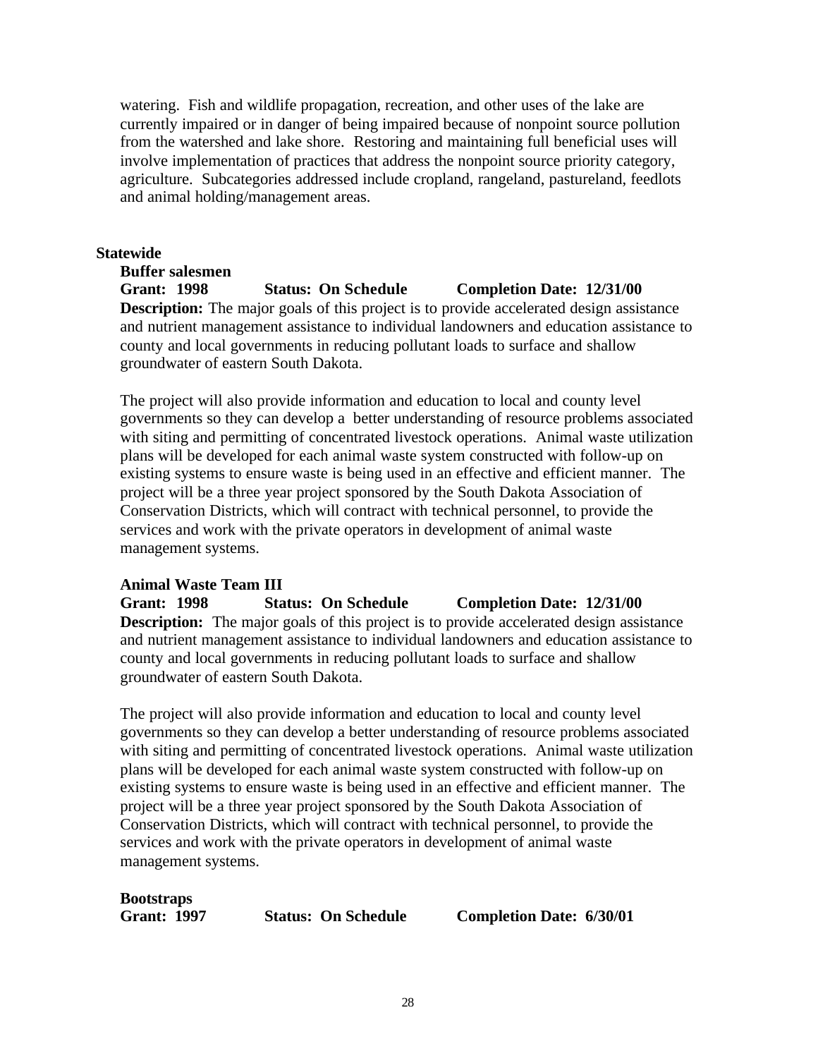watering. Fish and wildlife propagation, recreation, and other uses of the lake are currently impaired or in danger of being impaired because of nonpoint source pollution from the watershed and lake shore. Restoring and maintaining full beneficial uses will involve implementation of practices that address the nonpoint source priority category, agriculture. Subcategories addressed include cropland, rangeland, pastureland, feedlots and animal holding/management areas.

**Statewide**

**Buffer salesmen**
**Grant: 1998 Status: On Schedule Completion Date: 12/31/00**
**Description:** The major goals of this project is to provide accelerated design assistance and nutrient management assistance to individual landowners and education assistance to county and local governments in reducing pollutant loads to surface and shallow groundwater of eastern South Dakota.

The project will also provide information and education to local and county level governments so they can develop a better understanding of resource problems associated with siting and permitting of concentrated livestock operations. Animal waste utilization plans will be developed for each animal waste system constructed with follow-up on existing systems to ensure waste is being used in an effective and efficient manner. The project will be a three year project sponsored by the South Dakota Association of Conservation Districts, which will contract with technical personnel, to provide the services and work with the private operators in development of animal waste management systems.

**Animal Waste Team III**
**Grant: 1998 Status: On Schedule Completion Date: 12/31/00**
**Description:** The major goals of this project is to provide accelerated design assistance and nutrient management assistance to individual landowners and education assistance to county and local governments in reducing pollutant loads to surface and shallow groundwater of eastern South Dakota.

The project will also provide information and education to local and county level governments so they can develop a better understanding of resource problems associated with siting and permitting of concentrated livestock operations. Animal waste utilization plans will be developed for each animal waste system constructed with follow-up on existing systems to ensure waste is being used in an effective and efficient manner. The project will be a three year project sponsored by the South Dakota Association of Conservation Districts, which will contract with technical personnel, to provide the services and work with the private operators in development of animal waste management systems.

**Bootstraps**
**Grant: 1997 Status: On Schedule Completion Date: 6/30/01**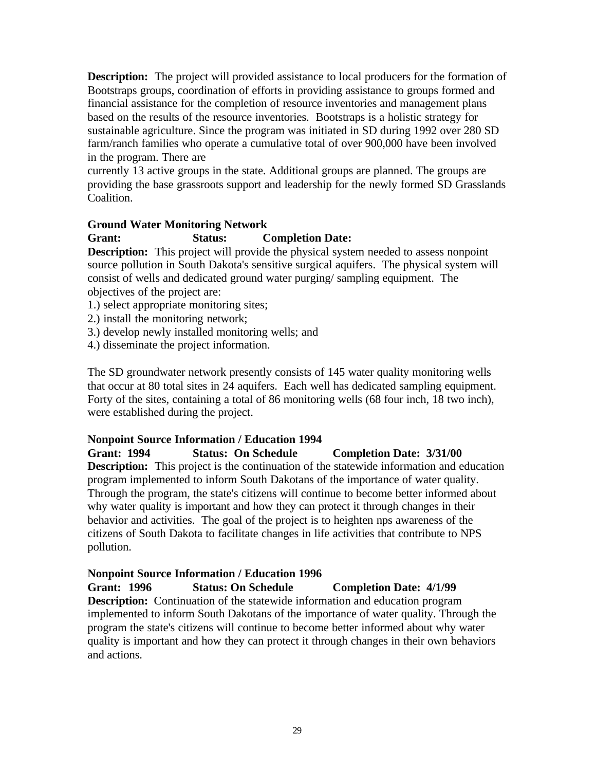**Description:** The project will provided assistance to local producers for the formation of Bootstraps groups, coordination of efforts in providing assistance to groups formed and financial assistance for the completion of resource inventories and management plans based on the results of the resource inventories. Bootstraps is a holistic strategy for sustainable agriculture. Since the program was initiated in SD during 1992 over 280 SD farm/ranch families who operate a cumulative total of over 900,000 have been involved in the program. There are
currently 13 active groups in the state. Additional groups are planned. The groups are providing the base grassroots support and leadership for the newly formed SD Grasslands Coalition.

**Ground Water Monitoring Network**
**Grant: Status: Completion Date:**
**Description:** This project will provide the physical system needed to assess nonpoint source pollution in South Dakota's sensitive surgical aquifers. The physical system will consist of wells and dedicated ground water purging/ sampling equipment. The objectives of the project are:
1.) select appropriate monitoring sites;
2.) install the monitoring network;
3.) develop newly installed monitoring wells; and
4.) disseminate the project information.

The SD groundwater network presently consists of 145 water quality monitoring wells that occur at 80 total sites in 24 aquifers. Each well has dedicated sampling equipment. Forty of the sites, containing a total of 86 monitoring wells (68 four inch, 18 two inch), were established during the project.

**Nonpoint Source Information / Education 1994**
**Grant: 1994 Status: On Schedule Completion Date: 3/31/00**
**Description:** This project is the continuation of the statewide information and education program implemented to inform South Dakotans of the importance of water quality. Through the program, the state's citizens will continue to become better informed about why water quality is important and how they can protect it through changes in their behavior and activities. The goal of the project is to heighten nps awareness of the citizens of South Dakota to facilitate changes in life activities that contribute to NPS pollution.

**Nonpoint Source Information / Education 1996**
**Grant: 1996 Status: On Schedule Completion Date: 4/1/99**
**Description:** Continuation of the statewide information and education program implemented to inform South Dakotans of the importance of water quality. Through the program the state's citizens will continue to become better informed about why water quality is important and how they can protect it through changes in their own behaviors and actions.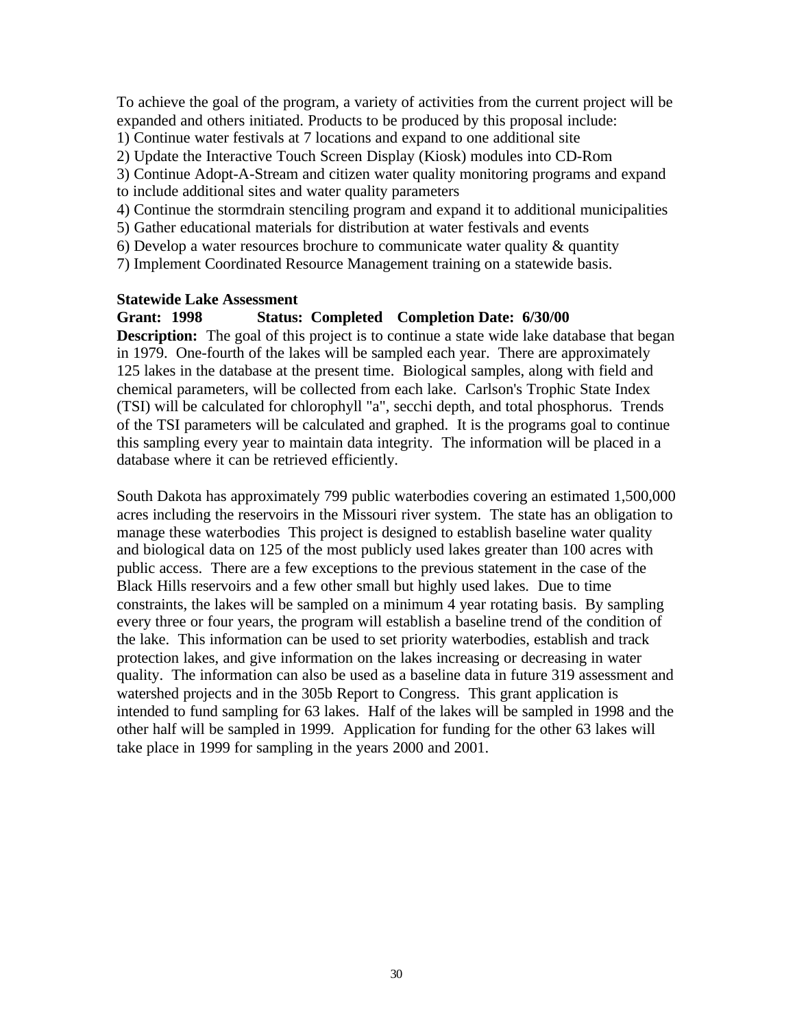To achieve the goal of the program, a variety of activities from the current project will be expanded and others initiated. Products to be produced by this proposal include:

1) Continue water festivals at 7 locations and expand to one additional site
2) Update the Interactive Touch Screen Display (Kiosk) modules into CD-Rom
3) Continue Adopt-A-Stream and citizen water quality monitoring programs and expand to include additional sites and water quality parameters
4) Continue the stormdrain stenciling program and expand it to additional municipalities
5) Gather educational materials for distribution at water festivals and events
6) Develop a water resources brochure to communicate water quality & quantity
7) Implement Coordinated Resource Management training on a statewide basis.

**Statewide Lake Assessment**

**Grant: 1998 Status: Completed Completion Date: 6/30/00**

**Description:** The goal of this project is to continue a state wide lake database that began in 1979. One-fourth of the lakes will be sampled each year. There are approximately 125 lakes in the database at the present time. Biological samples, along with field and chemical parameters, will be collected from each lake. Carlson's Trophic State Index (TSI) will be calculated for chlorophyll "a", secchi depth, and total phosphorus. Trends of the TSI parameters will be calculated and graphed. It is the programs goal to continue this sampling every year to maintain data integrity. The information will be placed in a database where it can be retrieved efficiently.

South Dakota has approximately 799 public waterbodies covering an estimated 1,500,000 acres including the reservoirs in the Missouri river system. The state has an obligation to manage these waterbodies This project is designed to establish baseline water quality and biological data on 125 of the most publicly used lakes greater than 100 acres with public access. There are a few exceptions to the previous statement in the case of the Black Hills reservoirs and a few other small but highly used lakes. Due to time constraints, the lakes will be sampled on a minimum 4 year rotating basis. By sampling every three or four years, the program will establish a baseline trend of the condition of the lake. This information can be used to set priority waterbodies, establish and track protection lakes, and give information on the lakes increasing or decreasing in water quality. The information can also be used as a baseline data in future 319 assessment and watershed projects and in the 305b Report to Congress. This grant application is intended to fund sampling for 63 lakes. Half of the lakes will be sampled in 1998 and the other half will be sampled in 1999. Application for funding for the other 63 lakes will take place in 1999 for sampling in the years 2000 and 2001.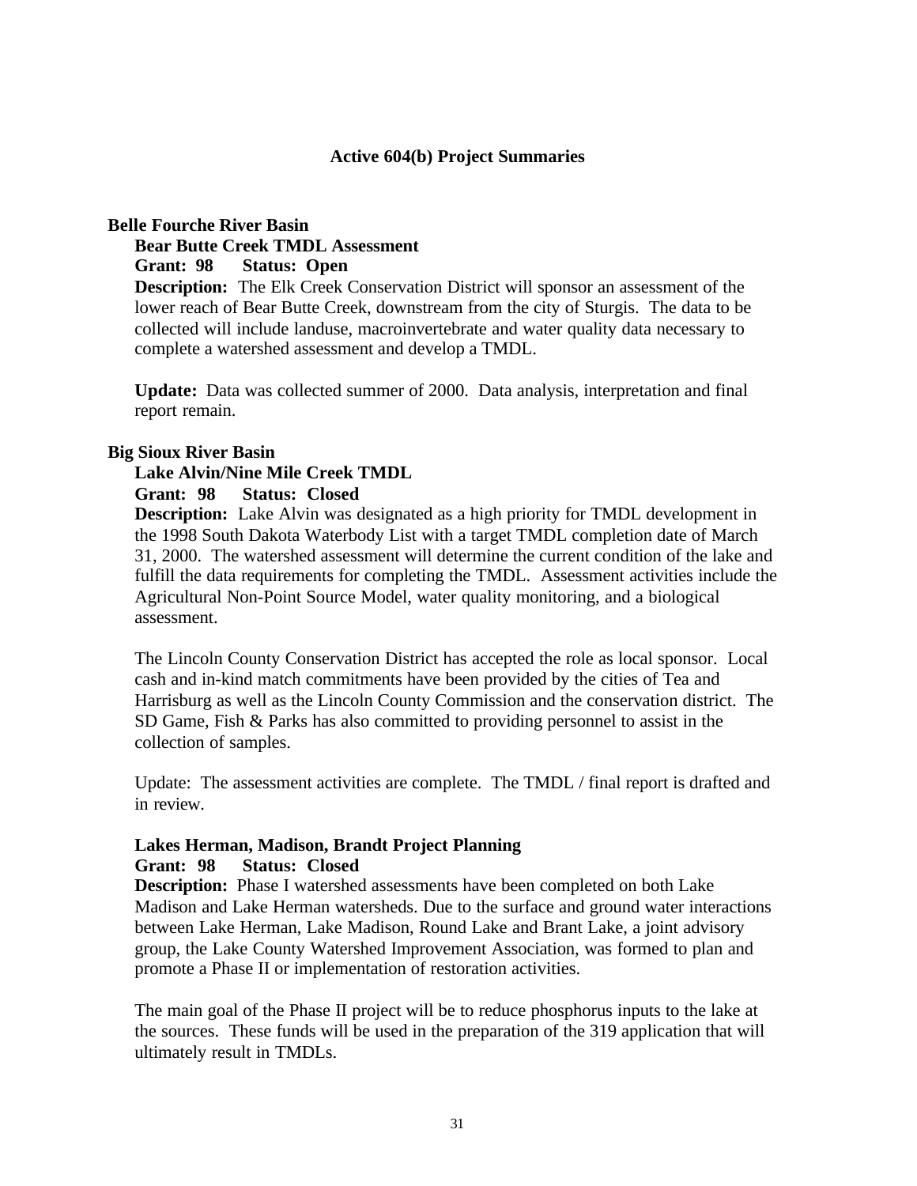## Active 604(b) Project Summaries

### Belle Fourche River Basin

**Bear Butte Creek TMDL Assessment**

**Grant: 98 Status: Open**

**Description:** The Elk Creek Conservation District will sponsor an assessment of the lower reach of Bear Butte Creek, downstream from the city of Sturgis. The data to be collected will include landuse, macroinvertebrate and water quality data necessary to complete a watershed assessment and develop a TMDL.

**Update:** Data was collected summer of 2000. Data analysis, interpretation and final report remain.

### Big Sioux River Basin

**Lake Alvin/Nine Mile Creek TMDL**

**Grant: 98 Status: Closed**

**Description:** Lake Alvin was designated as a high priority for TMDL development in the 1998 South Dakota Waterbody List with a target TMDL completion date of March 31, 2000. The watershed assessment will determine the current condition of the lake and fulfill the data requirements for completing the TMDL. Assessment activities include the Agricultural Non-Point Source Model, water quality monitoring, and a biological assessment.

The Lincoln County Conservation District has accepted the role as local sponsor. Local cash and in-kind match commitments have been provided by the cities of Tea and Harrisburg as well as the Lincoln County Commission and the conservation district. The SD Game, Fish & Parks has also committed to providing personnel to assist in the collection of samples.

Update: The assessment activities are complete. The TMDL / final report is drafted and in review.

**Lakes Herman, Madison, Brandt Project Planning**

**Grant: 98 Status: Closed**

**Description:** Phase I watershed assessments have been completed on both Lake Madison and Lake Herman watersheds. Due to the surface and ground water interactions between Lake Herman, Lake Madison, Round Lake and Brant Lake, a joint advisory group, the Lake County Watershed Improvement Association, was formed to plan and promote a Phase II or implementation of restoration activities.

The main goal of the Phase II project will be to reduce phosphorus inputs to the lake at the sources. These funds will be used in the preparation of the 319 application that will ultimately result in TMDLs.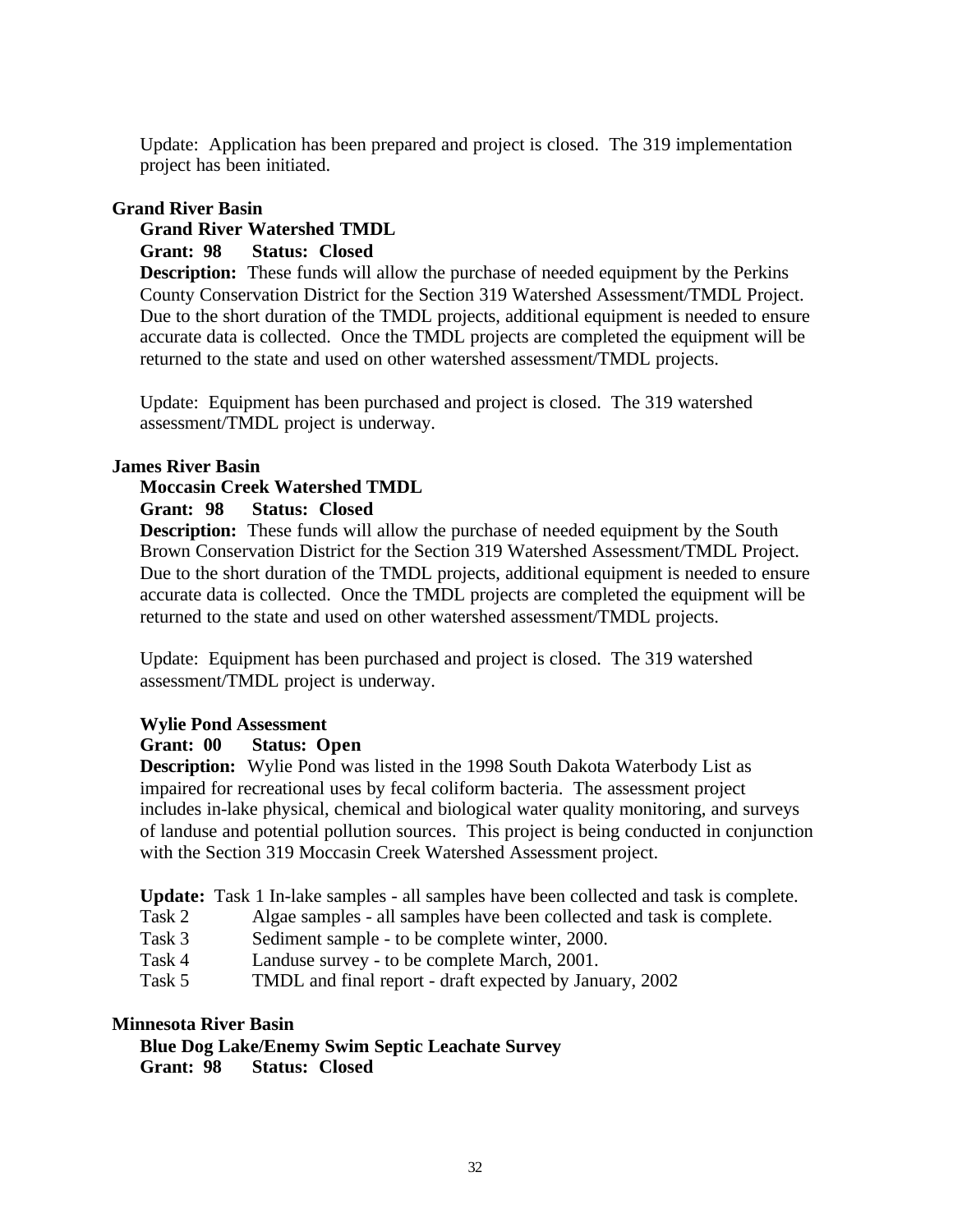Update: Application has been prepared and project is closed. The 319 implementation project has been initiated.

## Grand River Basin

### Grand River Watershed TMDL

**Grant: 98 Status: Closed**

**Description:** These funds will allow the purchase of needed equipment by the Perkins County Conservation District for the Section 319 Watershed Assessment/TMDL Project. Due to the short duration of the TMDL projects, additional equipment is needed to ensure accurate data is collected. Once the TMDL projects are completed the equipment will be returned to the state and used on other watershed assessment/TMDL projects.

Update: Equipment has been purchased and project is closed. The 319 watershed assessment/TMDL project is underway.

## James River Basin

### Moccasin Creek Watershed TMDL

**Grant: 98 Status: Closed**

**Description:** These funds will allow the purchase of needed equipment by the South Brown Conservation District for the Section 319 Watershed Assessment/TMDL Project. Due to the short duration of the TMDL projects, additional equipment is needed to ensure accurate data is collected. Once the TMDL projects are completed the equipment will be returned to the state and used on other watershed assessment/TMDL projects.

Update: Equipment has been purchased and project is closed. The 319 watershed assessment/TMDL project is underway.

### Wylie Pond Assessment

**Grant: 00 Status: Open**

**Description:** Wylie Pond was listed in the 1998 South Dakota Waterbody List as impaired for recreational uses by fecal coliform bacteria. The assessment project includes in-lake physical, chemical and biological water quality monitoring, and surveys of landuse and potential pollution sources. This project is being conducted in conjunction with the Section 319 Moccasin Creek Watershed Assessment project.

**Update:** Task 1 In-lake samples - all samples have been collected and task is complete.
Task 2 Algae samples - all samples have been collected and task is complete.
Task 3 Sediment sample - to be complete winter, 2000.
Task 4 Landuse survey - to be complete March, 2001.
Task 5 TMDL and final report - draft expected by January, 2002

## Minnesota River Basin

### Blue Dog Lake/Enemy Swim Septic Leachate Survey

**Grant: 98 Status: Closed**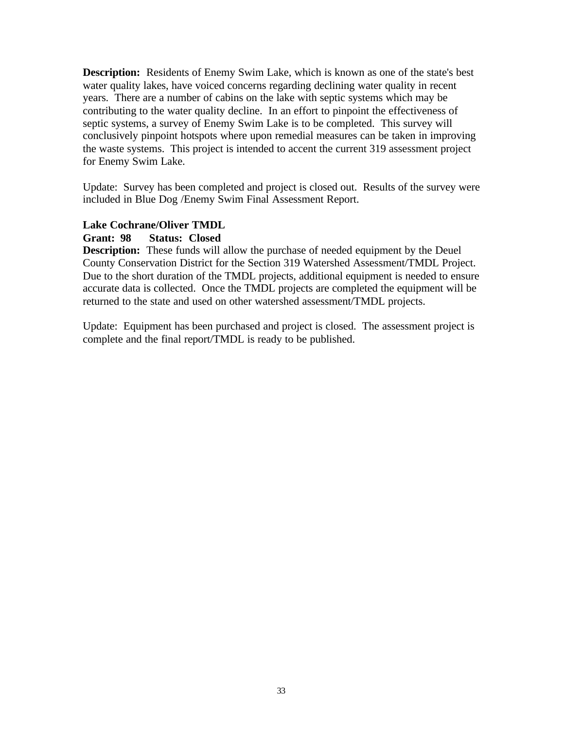**Description:** Residents of Enemy Swim Lake, which is known as one of the state's best water quality lakes, have voiced concerns regarding declining water quality in recent years. There are a number of cabins on the lake with septic systems which may be contributing to the water quality decline. In an effort to pinpoint the effectiveness of septic systems, a survey of Enemy Swim Lake is to be completed. This survey will conclusively pinpoint hotspots where upon remedial measures can be taken in improving the waste systems. This project is intended to accent the current 319 assessment project for Enemy Swim Lake.

Update: Survey has been completed and project is closed out. Results of the survey were included in Blue Dog /Enemy Swim Final Assessment Report.

**Lake Cochrane/Oliver TMDL**
**Grant: 98 Status: Closed**
**Description:** These funds will allow the purchase of needed equipment by the Deuel County Conservation District for the Section 319 Watershed Assessment/TMDL Project. Due to the short duration of the TMDL projects, additional equipment is needed to ensure accurate data is collected. Once the TMDL projects are completed the equipment will be returned to the state and used on other watershed assessment/TMDL projects.

Update: Equipment has been purchased and project is closed. The assessment project is complete and the final report/TMDL is ready to be published.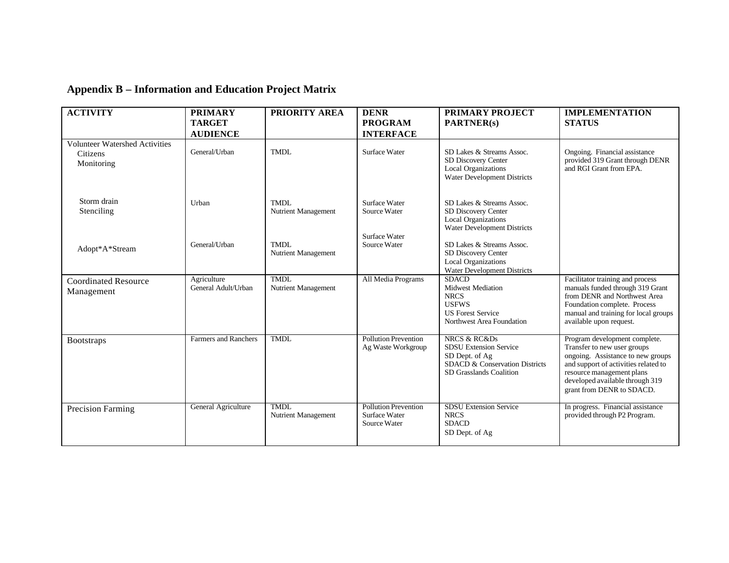## Appendix B – Information and Education Project Matrix

| ACTIVITY | PRIMARY TARGET AUDIENCE | PRIORITY AREA | DENR PROGRAM INTERFACE | PRIMARY PROJECT PARTNER(s) | IMPLEMENTATION STATUS |
|---|---|---|---|---|---|
| Volunteer Watershed Activities<br>Citizens<br>Monitoring | General/Urban | TMDL | Surface Water | SD Lakes & Streams Assoc.<br>SD Discovery Center<br>Local Organizations<br>Water Development Districts | Ongoing. Financial assistance provided 319 Grant through DENR and RGI Grant from EPA. |
| Storm drain<br>Stenciling | Urban | TMDL<br>Nutrient Management | Surface Water<br>Source Water | SD Lakes & Streams Assoc.<br>SD Discovery Center<br>Local Organizations<br>Water Development Districts | |
| Adopt*A*Stream | General/Urban | TMDL<br>Nutrient Management | Surface Water<br>Source Water | SD Lakes & Streams Assoc.<br>SD Discovery Center<br>Local Organizations<br>Water Development Districts | |
| Coordinated Resource Management | Agriculture<br>General Adult/Urban | TMDL<br>Nutrient Management | All Media Programs | SDACD<br>Midwest Mediation<br>NRCS<br>USFWS<br>US Forest Service<br>Northwest Area Foundation | Facilitator training and process manuals funded through 319 Grant from DENR and Northwest Area Foundation complete. Process manual and training for local groups available upon request. |
| Bootstraps | Farmers and Ranchers | TMDL | Pollution Prevention<br>Ag Waste Workgroup | NRCS & RC&Ds<br>SDSU Extension Service<br>SD Dept. of Ag<br>SDACD & Conservation Districts<br>SD Grasslands Coalition | Program development complete. Transfer to new user groups ongoing. Assistance to new groups and support of activities related to resource management plans developed available through 319 grant from DENR to SDACD. |
| Precision Farming | General Agriculture | TMDL<br>Nutrient Management | Pollution Prevention<br>Surface Water<br>Source Water | SDSU Extension Service<br>NRCS<br>SDACD<br>SD Dept. of Ag | In progress. Financial assistance provided through P2 Program. |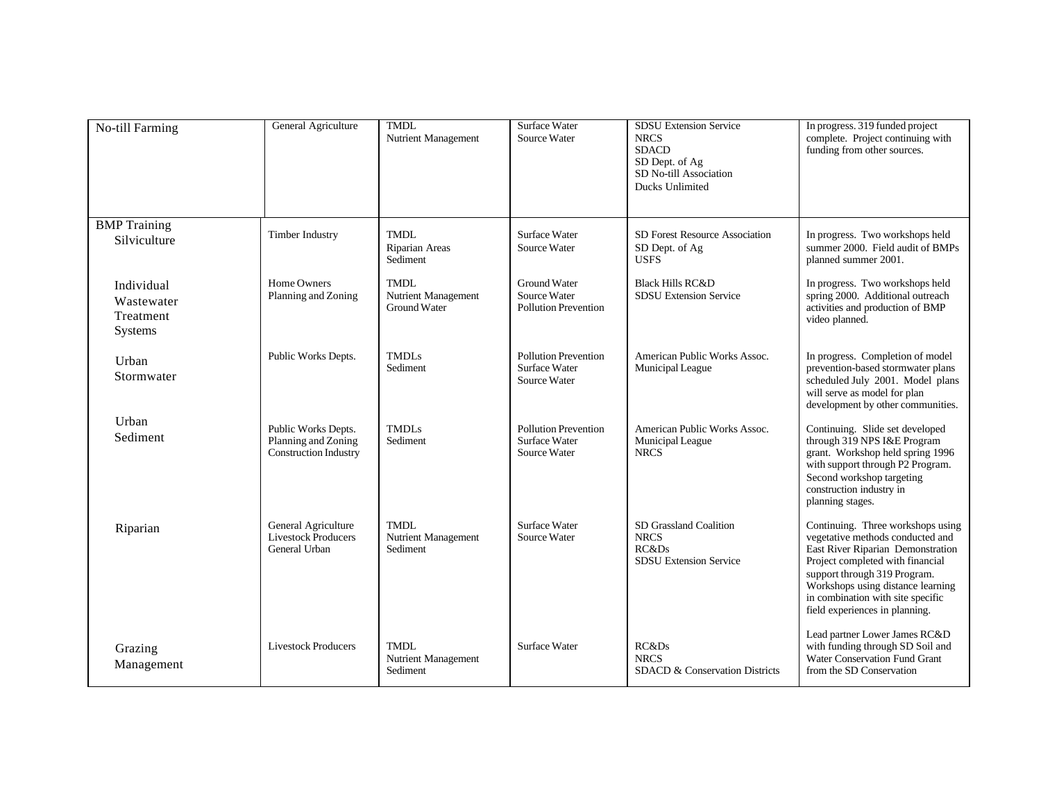| | | | | | |
|---|---|---|---|---|---|
| No-till Farming | General Agriculture | TMDL<br>Nutrient Management | Surface Water<br>Source Water | SDSU Extension Service<br>NRCS<br>SDACD<br>SD Dept. of Ag<br>SD No-till Association<br>Ducks Unlimited | In progress. 319 funded project complete. Project continuing with funding from other sources. |
| BMP Training<br>Silviculture | Timber Industry | TMDL<br>Riparian Areas<br>Sediment | Surface Water<br>Source Water | SD Forest Resource Association<br>SD Dept. of Ag<br>USFS | In progress. Two workshops held summer 2000. Field audit of BMPs planned summer 2001. |
| Individual Wastewater Treatment Systems | Home Owners<br>Planning and Zoning | TMDL<br>Nutrient Management<br>Ground Water | Ground Water<br>Source Water<br>Pollution Prevention | Black Hills RC&D<br>SDSU Extension Service | In progress. Two workshops held spring 2000. Additional outreach activities and production of BMP video planned. |
| Urban Stormwater | Public Works Depts. | TMDLs<br>Sediment | Pollution Prevention<br>Surface Water<br>Source Water | American Public Works Assoc.<br>Municipal League | In progress. Completion of model prevention-based stormwater plans scheduled July 2001. Model plans will serve as model for plan development by other communities. |
| Urban Sediment | Public Works Depts.<br>Planning and Zoning<br>Construction Industry | TMDLs<br>Sediment | Pollution Prevention<br>Surface Water<br>Source Water | American Public Works Assoc.<br>Municipal League<br>NRCS | Continuing. Slide set developed through 319 NPS I&E Program grant. Workshop held spring 1996 with support through P2 Program. Second workshop targeting construction industry in planning stages. |
| Riparian | General Agriculture<br>Livestock Producers<br>General Urban | TMDL<br>Nutrient Management<br>Sediment | Surface Water<br>Source Water | SD Grassland Coalition<br>NRCS<br>RC&Ds<br>SDSU Extension Service | Continuing. Three workshops using vegetative methods conducted and East River Riparian Demonstration Project completed with financial support through 319 Program. Workshops using distance learning in combination with site specific field experiences in planning. |
| Grazing Management | Livestock Producers | TMDL<br>Nutrient Management<br>Sediment | Surface Water | RC&Ds<br>NRCS<br>SDACD & Conservation Districts | Lead partner Lower James RC&D with funding through SD Soil and Water Conservation Fund Grant from the SD Conservation |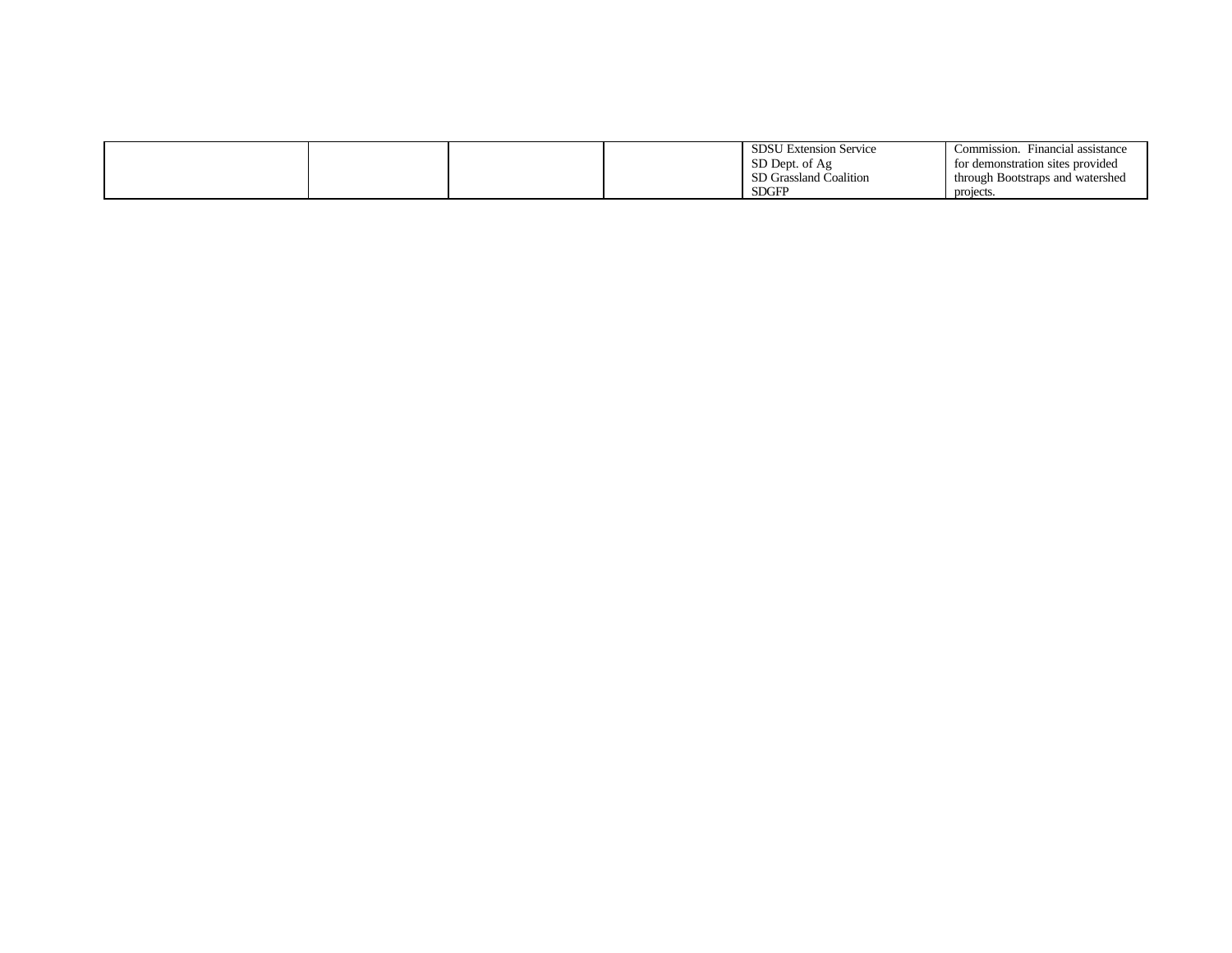|  |  |  |  | SDSU Extension Service<br>SD Dept. of Ag<br>SD Grassland Coalition<br>SDGFP | Commission. Financial assistance for demonstration sites provided through Bootstraps and watershed projects. |
|---|---|---|---|---|---|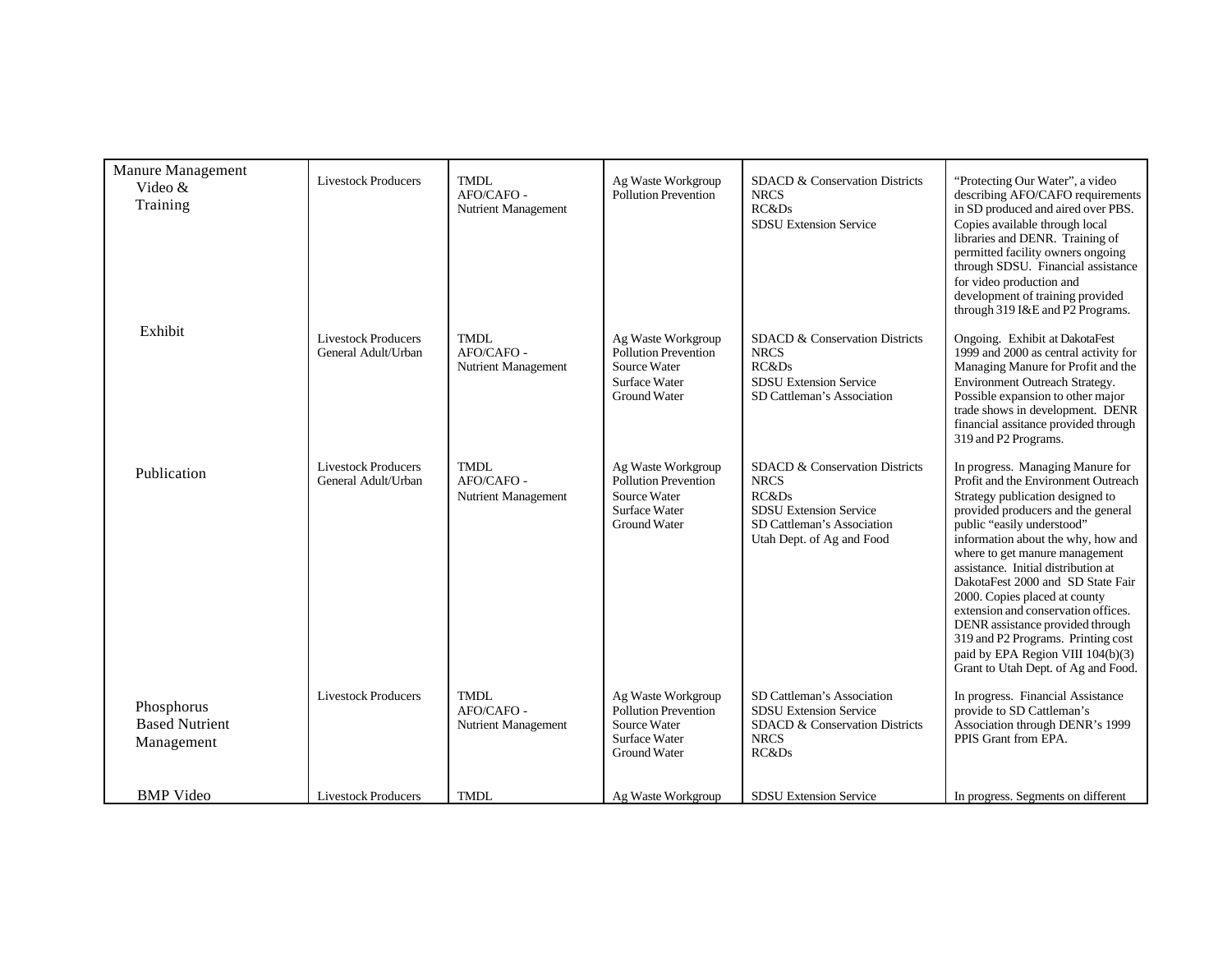| | | | | | |
|---|---|---|---|---|---|
| Manure Management<br>Video &<br>Training | Livestock Producers | TMDL<br>AFO/CAFO -<br>Nutrient Management | Ag Waste Workgroup<br>Pollution Prevention | SDACD & Conservation Districts<br>NRCS<br>RC&Ds<br>SDSU Extension Service | "Protecting Our Water", a video describing AFO/CAFO requirements in SD produced and aired over PBS. Copies available through local libraries and DENR. Training of permitted facility owners ongoing through SDSU. Financial assistance for video production and development of training provided through 319 I&E and P2 Programs. |
| Exhibit | Livestock Producers<br>General Adult/Urban | TMDL<br>AFO/CAFO -<br>Nutrient Management | Ag Waste Workgroup<br>Pollution Prevention<br>Source Water<br>Surface Water<br>Ground Water | SDACD & Conservation Districts<br>NRCS<br>RC&Ds<br>SDSU Extension Service<br>SD Cattleman's Association | Ongoing. Exhibit at DakotaFest 1999 and 2000 as central activity for Managing Manure for Profit and the Environment Outreach Strategy. Possible expansion to other major trade shows in development. DENR financial assitance provided through 319 and P2 Programs. |
| Publication | Livestock Producers<br>General Adult/Urban | TMDL<br>AFO/CAFO -<br>Nutrient Management | Ag Waste Workgroup<br>Pollution Prevention<br>Source Water<br>Surface Water<br>Ground Water | SDACD & Conservation Districts<br>NRCS<br>RC&Ds<br>SDSU Extension Service<br>SD Cattleman's Association<br>Utah Dept. of Ag and Food | In progress. Managing Manure for Profit and the Environment Outreach Strategy publication designed to provided producers and the general public "easily understood" information about the why, how and where to get manure management assistance. Initial distribution at DakotaFest 2000 and SD State Fair 2000. Copies placed at county extension and conservation offices. DENR assistance provided through 319 and P2 Programs. Printing cost paid by EPA Region VIII 104(b)(3) Grant to Utah Dept. of Ag and Food. |
| Phosphorus<br>Based Nutrient<br>Management | Livestock Producers | TMDL<br>AFO/CAFO -<br>Nutrient Management | Ag Waste Workgroup<br>Pollution Prevention<br>Source Water<br>Surface Water<br>Ground Water | SD Cattleman's Association<br>SDSU Extension Service<br>SDACD & Conservation Districts<br>NRCS<br>RC&Ds | In progress. Financial Assistance provide to SD Cattleman's Association through DENR's 1999 PPIS Grant from EPA. |
| BMP Video | Livestock Producers | TMDL | Ag Waste Workgroup | SDSU Extension Service | In progress. Segments on different |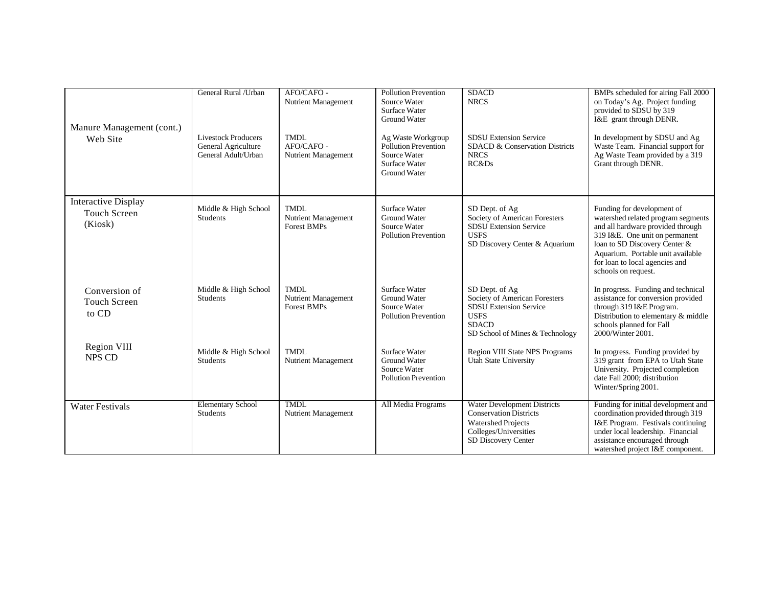| | | | | | |
|---|---|---|---|---|---|
| Manure Management (cont.) | General Rural /Urban | AFO/CAFO - Nutrient Management | Pollution Prevention<br>Source Water<br>Surface Water<br>Ground Water | SDACD<br>NRCS | BMPs scheduled for airing Fall 2000 on Today's Ag. Project funding provided to SDSU by 319 I&E grant through DENR. |
| Web Site | Livestock Producers<br>General Agriculture<br>General Adult/Urban | TMDL<br>AFO/CAFO - Nutrient Management | Ag Waste Workgroup<br>Pollution Prevention<br>Source Water<br>Surface Water<br>Ground Water | SDSU Extension Service<br>SDACD & Conservation Districts<br>NRCS<br>RC&Ds | In development by SDSU and Ag Waste Team. Financial support for Ag Waste Team provided by a 319 Grant through DENR. |
| Interactive Display Touch Screen (Kiosk) | Middle & High School Students | TMDL<br>Nutrient Management<br>Forest BMPs | Surface Water<br>Ground Water<br>Source Water<br>Pollution Prevention | SD Dept. of Ag<br>Society of American Foresters<br>SDSU Extension Service<br>USFS<br>SD Discovery Center & Aquarium | Funding for development of watershed related program segments and all hardware provided through 319 I&E. One unit on permanent loan to SD Discovery Center & Aquarium. Portable unit available for loan to local agencies and schools on request. |
| Conversion of Touch Screen to CD | Middle & High School Students | TMDL<br>Nutrient Management<br>Forest BMPs | Surface Water<br>Ground Water<br>Source Water<br>Pollution Prevention | SD Dept. of Ag<br>Society of American Foresters<br>SDSU Extension Service<br>USFS<br>SDACD<br>SD School of Mines & Technology | In progress. Funding and technical assistance for conversion provided through 319 I&E Program. Distribution to elementary & middle schools planned for Fall 2000/Winter 2001. |
| Region VIII NPS CD | Middle & High School Students | TMDL<br>Nutrient Management | Surface Water<br>Ground Water<br>Source Water<br>Pollution Prevention | Region VIII State NPS Programs<br>Utah State University | In progress. Funding provided by 319 grant from EPA to Utah State University. Projected completion date Fall 2000; distribution Winter/Spring 2001. |
| Water Festivals | Elementary School Students | TMDL<br>Nutrient Management | All Media Programs | Water Development Districts<br>Conservation Districts<br>Watershed Projects<br>Colleges/Universities<br>SD Discovery Center | Funding for initial development and coordination provided through 319 I&E Program. Festivals continuing under local leadership. Financial assistance encouraged through watershed project I&E component. |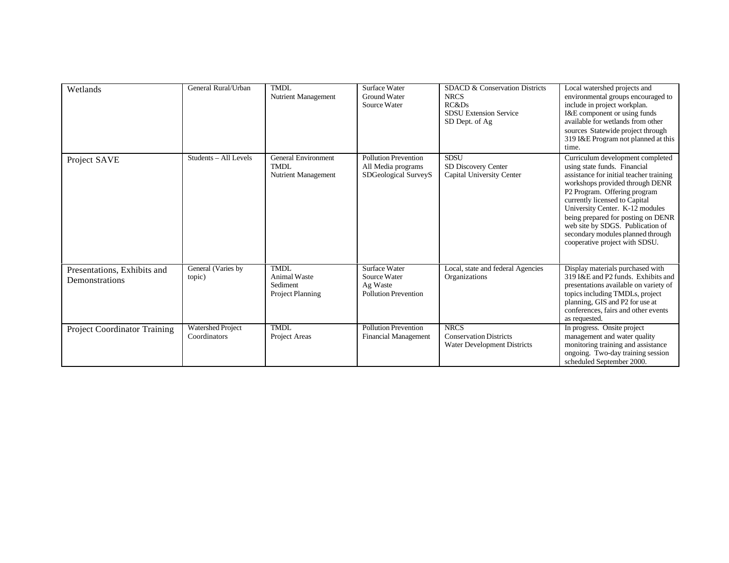| | | | | | |
|---|---|---|---|---|---|
| Wetlands | General Rural/Urban | TMDL<br>Nutrient Management | Surface Water<br>Ground Water<br>Source Water | SDACD & Conservation Districts<br>NRCS<br>RC&Ds<br>SDSU Extension Service<br>SD Dept. of Ag | Local watershed projects and environmental groups encouraged to include in project workplan. I&E component or using funds available for wetlands from other sources Statewide project through 319 I&E Program not planned at this time. |
| Project SAVE | Students – All Levels | General Environment<br>TMDL<br>Nutrient Management | Pollution Prevention<br>All Media programs<br>SDGeological SurveyS | SDSU<br>SD Discovery Center<br>Capital University Center | Curriculum development completed using state funds. Financial assistance for initial teacher training workshops provided through DENR P2 Program. Offering program currently licensed to Capital University Center. K-12 modules being prepared for posting on DENR web site by SDGS. Publication of secondary modules planned through cooperative project with SDSU. |
| Presentations, Exhibits and Demonstrations | General (Varies by topic) | TMDL<br>Animal Waste<br>Sediment<br>Project Planning | Surface Water<br>Source Water<br>Ag Waste<br>Pollution Prevention | Local, state and federal Agencies<br>Organizations | Display materials purchased with 319 I&E and P2 funds. Exhibits and presentations available on variety of topics including TMDLs, project planning, GIS and P2 for use at conferences, fairs and other events as requested. |
| Project Coordinator Training | Watershed Project Coordinators | TMDL<br>Project Areas | Pollution Prevention<br>Financial Management | NRCS<br>Conservation Districts<br>Water Development Districts | In progress. Onsite project management and water quality monitoring training and assistance ongoing. Two-day training session scheduled September 2000. |